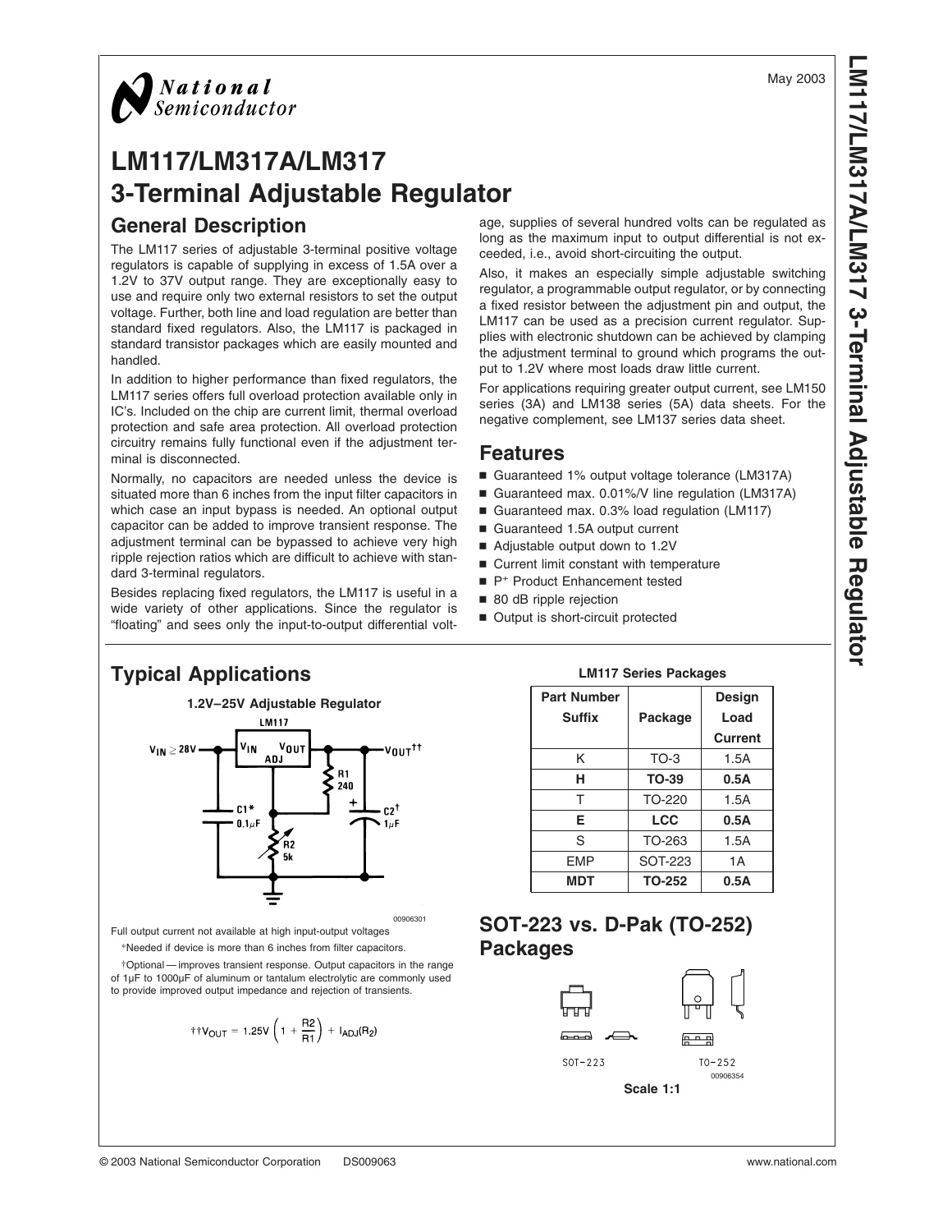May 2003

# LM117/LM317A/LM317 3-Terminal Adjustable Regulator

## General Description

The LM117 series of adjustable 3-terminal positive voltage regulators is capable of supplying in excess of 1.5A over a 1.2V to 37V output range. They are exceptionally easy to use and require only two external resistors to set the output voltage. Further, both line and load regulation are better than standard fixed regulators. Also, the LM117 is packaged in standard transistor packages which are easily mounted and handled.

In addition to higher performance than fixed regulators, the LM117 series offers full overload protection available only in IC's. Included on the chip are current limit, thermal overload protection and safe area protection. All overload protection circuitry remains fully functional even if the adjustment terminal is disconnected.

Normally, no capacitors are needed unless the device is situated more than 6 inches from the input filter capacitors in which case an input bypass is needed. An optional output capacitor can be added to improve transient response. The adjustment terminal can be bypassed to achieve very high ripple rejection ratios which are difficult to achieve with standard 3-terminal regulators.

Besides replacing fixed regulators, the LM117 is useful in a wide variety of other applications. Since the regulator is "floating" and sees only the input-to-output differential voltage, supplies of several hundred volts can be regulated as long as the maximum input to output differential is not exceeded, i.e., avoid short-circuiting the output.

Also, it makes an especially simple adjustable switching regulator, a programmable output regulator, or by connecting a fixed resistor between the adjustment pin and output, the LM117 can be used as a precision current regulator. Supplies with electronic shutdown can be achieved by clamping the adjustment terminal to ground which programs the output to 1.2V where most loads draw little current.

For applications requiring greater output current, see LM150 series (3A) and LM138 series (5A) data sheets. For the negative complement, see LM137 series data sheet.

## Features

- Guaranteed 1% output voltage tolerance (LM317A)
- Guaranteed max. 0.01%/V line regulation (LM317A)
- Guaranteed max. 0.3% load regulation (LM117)
- Guaranteed 1.5A output current
- Adjustable output down to 1.2V
- Current limit constant with temperature
- P+ Product Enhancement tested
- 80 dB ripple rejection
- Output is short-circuit protected

## Typical Applications

**1.2V–25V Adjustable Regulator**

00906301

Full output current not available at high input-output voltages

*Needed if device is more than 6 inches from filter capacitors.

†Optional — improves transient response. Output capacitors in the range of 1µF to 1000µF of aluminum or tantalum electrolytic are commonly used to provide improved output impedance and rejection of transients.

$$††V_{OUT} = 1.25V\left(1 + \frac{R2}{R1}\right) + I_{ADJ}(R_2)$$

**LM117 Series Packages**

| Part Number Suffix | Package | Design Load Current |
|---|---|---|
| K | TO-3 | 1.5A |
| **H** | **TO-39** | **0.5A** |
| T | TO-220 | 1.5A |
| **E** | **LCC** | **0.5A** |
| S | TO-263 | 1.5A |
| EMP | SOT-223 | 1A |
| **MDT** | **TO-252** | **0.5A** |

## SOT-223 vs. D-Pak (TO-252) Packages

SOT-223 TO-252

00906354

**Scale 1:1**

© 2003 National Semiconductor Corporation DS009063 www.national.com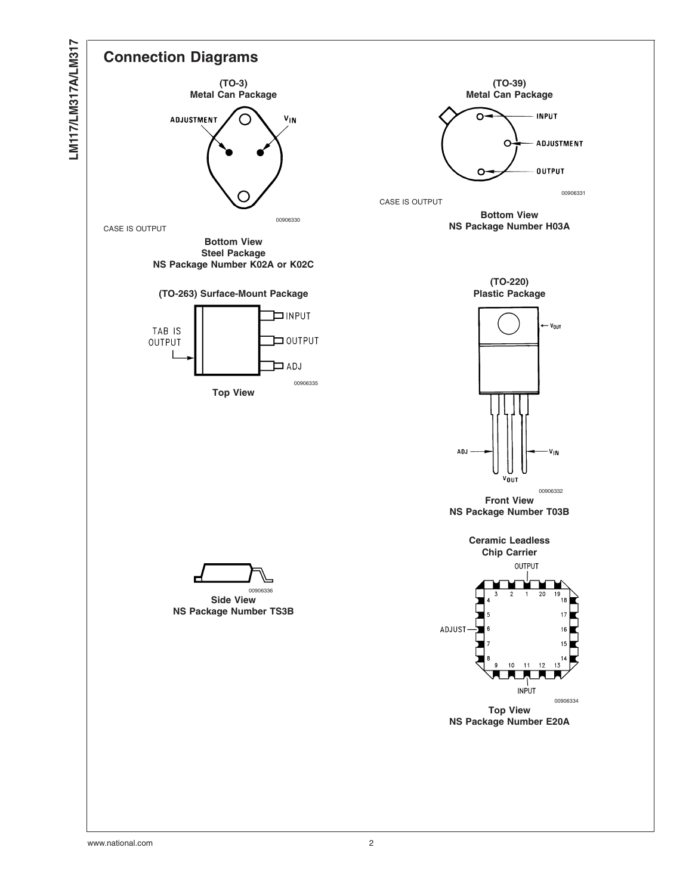## Connection Diagrams

**(TO-3)**
**Metal Can Package**

ADJUSTMENT

$V_{IN}$

00906330

CASE IS OUTPUT

**Bottom View**
**Steel Package**
**NS Package Number K02A or K02C**

**(TO-39)**
**Metal Can Package**

INPUT

ADJUSTMENT

OUTPUT

00906331

CASE IS OUTPUT

**Bottom View**
**NS Package Number H03A**

**(TO-263) Surface-Mount Package**

TAB IS OUTPUT

INPUT

OUTPUT

ADJ

00906335

**Top View**

00906336

**Side View**
**NS Package Number TS3B**

**(TO-220)**
**Plastic Package**

$V_{OUT}$

ADJ

$V_{IN}$

$V_{OUT}$

00906332

**Front View**
**NS Package Number T03B**

**Ceramic Leadless**
**Chip Carrier**

OUTPUT

ADJUST

INPUT

00906334

**Top View**
**NS Package Number E20A**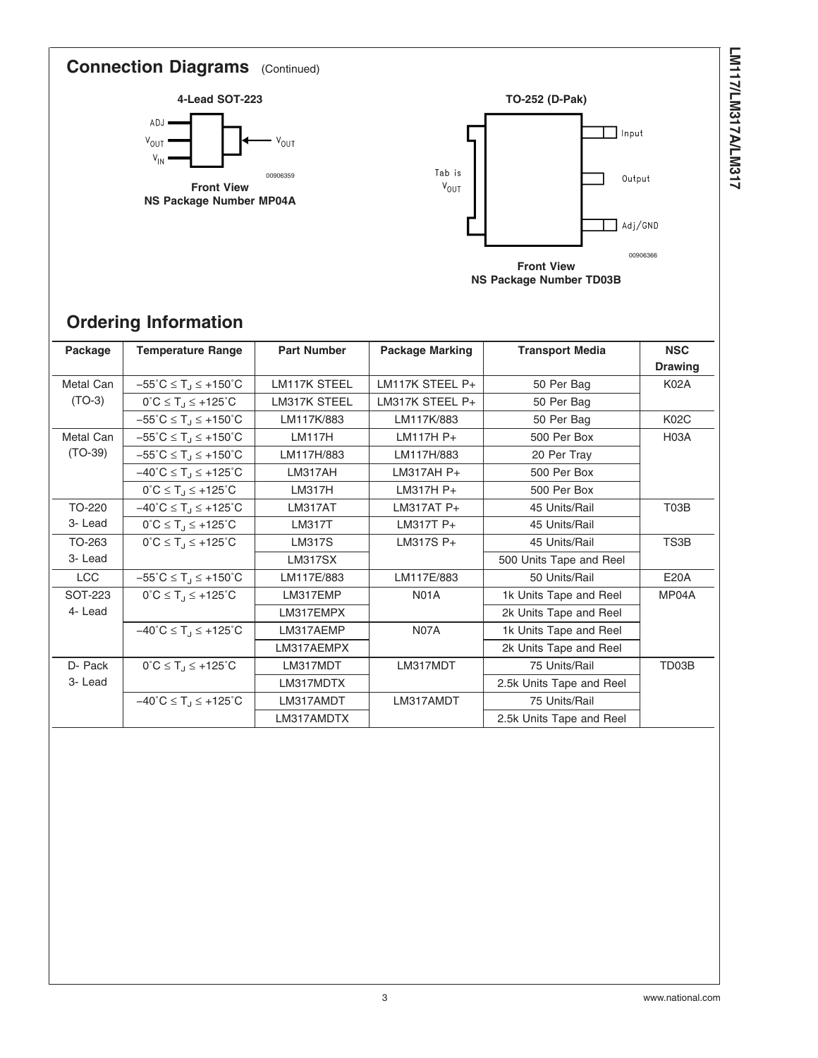## Connection Diagrams (Continued)

**4-Lead SOT-223**

ADJ

$V_{OUT}$

$V_{IN}$

$V_{OUT}$

00906359

**Front View**
**NS Package Number MP04A**

**TO-252 (D-Pak)**

Tab is $V_{OUT}$

Input

Output

Adj/GND

00906366

**Front View**
**NS Package Number TD03B**

## Ordering Information

| Package | Temperature Range | Part Number | Package Marking | Transport Media | NSC Drawing |
|---|---|---|---|---|---|
| Metal Can (TO-3) | $-55^\circ C \leq T_J \leq +150^\circ C$ | LM117K STEEL | LM117K STEEL P+ | 50 Per Bag | K02A |
| | $0^\circ C \leq T_J \leq +125^\circ C$ | LM317K STEEL | LM317K STEEL P+ | 50 Per Bag | |
| | $-55^\circ C \leq T_J \leq +150^\circ C$ | LM117K/883 | LM117K/883 | 50 Per Bag | K02C |
| Metal Can (TO-39) | $-55^\circ C \leq T_J \leq +150^\circ C$ | LM117H | LM117H P+ | 500 Per Box | H03A |
| | $-55^\circ C \leq T_J \leq +150^\circ C$ | LM117H/883 | LM117H/883 | 20 Per Tray | |
| | $-40^\circ C \leq T_J \leq +125^\circ C$ | LM317AH | LM317AH P+ | 500 Per Box | |
| | $0^\circ C \leq T_J \leq +125^\circ C$ | LM317H | LM317H P+ | 500 Per Box | |
| TO-220 3- Lead | $-40^\circ C \leq T_J \leq +125^\circ C$ | LM317AT | LM317AT P+ | 45 Units/Rail | T03B |
| | $0^\circ C \leq T_J \leq +125^\circ C$ | LM317T | LM317T P+ | 45 Units/Rail | |
| TO-263 3- Lead | $0^\circ C \leq T_J \leq +125^\circ C$ | LM317S | LM317S P+ | 45 Units/Rail | TS3B |
| | | LM317SX | | 500 Units Tape and Reel | |
| LCC | $-55^\circ C \leq T_J \leq +150^\circ C$ | LM117E/883 | LM117E/883 | 50 Units/Rail | E20A |
| SOT-223 4- Lead | $0^\circ C \leq T_J \leq +125^\circ C$ | LM317EMP | N01A | 1k Units Tape and Reel | MP04A |
| | | LM317EMPX | | 2k Units Tape and Reel | |
| | $-40^\circ C \leq T_J \leq +125^\circ C$ | LM317AEMP | N07A | 1k Units Tape and Reel | |
| | | LM317AEMPX | | 2k Units Tape and Reel | |
| D- Pack 3- Lead | $0^\circ C \leq T_J \leq +125^\circ C$ | LM317MDT | LM317MDT | 75 Units/Rail | TD03B |
| | | LM317MDTX | | 2.5k Units Tape and Reel | |
| | $-40^\circ C \leq T_J \leq +125^\circ C$ | LM317AMDT | LM317AMDT | 75 Units/Rail | |
| | | LM317AMDTX | | 2.5k Units Tape and Reel | |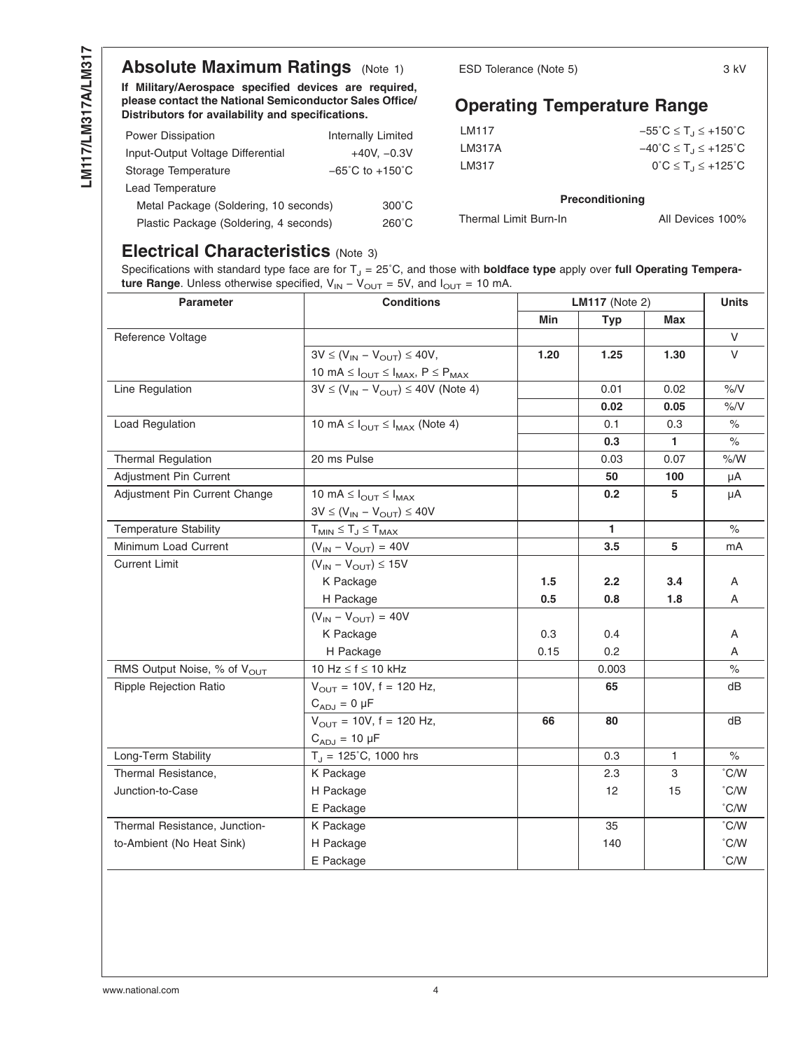## Absolute Maximum Ratings (Note 1)

**If Military/Aerospace specified devices are required, please contact the National Semiconductor Sales Office/ Distributors for availability and specifications.**

| | |
|---|---|
| Power Dissipation | Internally Limited |
| Input-Output Voltage Differential | +40V, −0.3V |
| Storage Temperature | −65˚C to +150˚C |
| Lead Temperature | |
| Metal Package (Soldering, 10 seconds) | 300˚C |
| Plastic Package (Soldering, 4 seconds) | 260˚C |
| ESD Tolerance (Note 5) | 3 kV |

## Operating Temperature Range

| | |
|---|---|
| LM117 | $-55˚C \leq T_J \leq +150˚C$ |
| LM317A | $-40˚C \leq T_J \leq +125˚C$ |
| LM317 | $0˚C \leq T_J \leq +125˚C$ |

**Preconditioning**

| | |
|---|---|
| Thermal Limit Burn-In | All Devices 100% |

## Electrical Characteristics (Note 3)

Specifications with standard type face are for $T_J$ = 25˚C, and those with **boldface type** apply over **full Operating Temperature Range**. Unless otherwise specified, $V_{IN} - V_{OUT}$ = 5V, and $I_{OUT}$ = 10 mA.

| Parameter | Conditions | LM117 (Note 2) | | | Units |
|---|---|---|---|---|---|
| | | Min | Typ | Max | |
| Reference Voltage | | | | | V |
| | $3V \leq (V_{IN} - V_{OUT}) \leq 40V$, 10 mA $\leq I_{OUT} \leq I_{MAX}$, $P \leq P_{MAX}$ | **1.20** | **1.25** | **1.30** | V |
| Line Regulation | $3V \leq (V_{IN} - V_{OUT}) \leq 40V$ (Note 4) | | 0.01 | 0.02 | %/V |
| | | | **0.02** | **0.05** | %/V |
| Load Regulation | 10 mA $\leq I_{OUT} \leq I_{MAX}$ (Note 4) | | 0.1 | 0.3 | % |
| | | | **0.3** | **1** | % |
| Thermal Regulation | 20 ms Pulse | | 0.03 | 0.07 | %/W |
| Adjustment Pin Current | | | **50** | **100** | μA |
| Adjustment Pin Current Change | 10 mA $\leq I_{OUT} \leq I_{MAX}$, $3V \leq (V_{IN} - V_{OUT}) \leq 40V$ | | **0.2** | **5** | μA |
| Temperature Stability | $T_{MIN} \leq T_J \leq T_{MAX}$ | | **1** | | % |
| Minimum Load Current | $(V_{IN} - V_{OUT}) = 40V$ | | **3.5** | **5** | mA |
| Current Limit | $(V_{IN} - V_{OUT}) \leq 15V$ | | | | |
| | K Package | **1.5** | **2.2** | **3.4** | A |
| | H Package | **0.5** | **0.8** | **1.8** | A |
| | $(V_{IN} - V_{OUT}) = 40V$ | | | | |
| | K Package | 0.3 | 0.4 | | A |
| | H Package | 0.15 | 0.2 | | A |
| RMS Output Noise, % of $V_{OUT}$ | 10 Hz $\leq$ f $\leq$ 10 kHz | | 0.003 | | % |
| Ripple Rejection Ratio | $V_{OUT}$ = 10V, f = 120 Hz, $C_{ADJ}$ = 0 μF | | **65** | | dB |
| | $V_{OUT}$ = 10V, f = 120 Hz, $C_{ADJ}$ = 10 μF | **66** | **80** | | dB |
| Long-Term Stability | $T_J$ = 125˚C, 1000 hrs | | 0.3 | 1 | % |
| Thermal Resistance, Junction-to-Case | K Package | | 2.3 | 3 | ˚C/W |
| | H Package | | 12 | 15 | ˚C/W |
| | E Package | | | | ˚C/W |
| Thermal Resistance, Junction-to-Ambient (No Heat Sink) | K Package | | 35 | | ˚C/W |
| | H Package | | 140 | | ˚C/W |
| | E Package | | | | ˚C/W |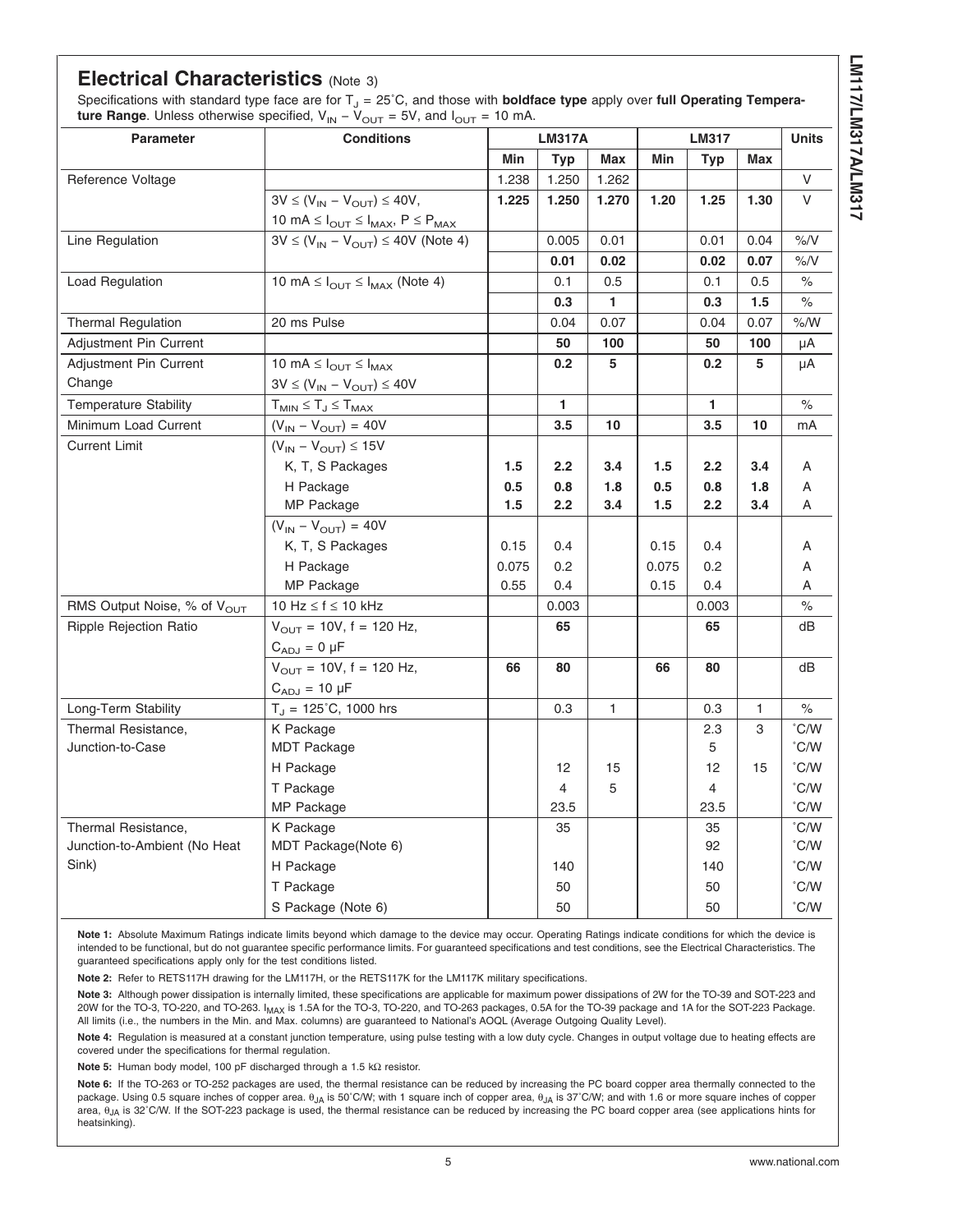## Electrical Characteristics (Note 3)

Specifications with standard type face are for $T_J$ = 25˚C, and those with **boldface type** apply over **full Operating Temperature Range**. Unless otherwise specified, $V_{IN} - V_{OUT}$ = 5V, and $I_{OUT}$ = 10 mA.

| Parameter | Conditions | LM317A | | | LM317 | | | Units |
|---|---|---|---|---|---|---|---|---|
| | | Min | Typ | Max | Min | Typ | Max | |
| Reference Voltage | | 1.238 | 1.250 | 1.262 | | | | V |
| | $3V \leq (V_{IN} - V_{OUT}) \leq 40V$, $10 mA \leq I_{OUT} \leq I_{MAX}$, $P \leq P_{MAX}$ | **1.225** | **1.250** | **1.270** | **1.20** | **1.25** | **1.30** | V |
| Line Regulation | $3V \leq (V_{IN} - V_{OUT}) \leq 40V$ (Note 4) | | 0.005 | 0.01 | | 0.01 | 0.04 | %/V |
| | | | **0.01** | **0.02** | | **0.02** | **0.07** | %/V |
| Load Regulation | $10 mA \leq I_{OUT} \leq I_{MAX}$ (Note 4) | | 0.1 | 0.5 | | 0.1 | 0.5 | % |
| | | | **0.3** | **1** | | **0.3** | **1.5** | % |
| Thermal Regulation | 20 ms Pulse | | 0.04 | 0.07 | | 0.04 | 0.07 | %/W |
| Adjustment Pin Current | | | **50** | **100** | | **50** | **100** | μA |
| Adjustment Pin Current Change | $10 mA \leq I_{OUT} \leq I_{MAX}$, $3V \leq (V_{IN} - V_{OUT}) \leq 40V$ | | **0.2** | **5** | | **0.2** | **5** | μA |
| Temperature Stability | $T_{MIN} \leq T_J \leq T_{MAX}$ | | **1** | | | **1** | | % |
| Minimum Load Current | $(V_{IN} - V_{OUT}) = 40V$ | | **3.5** | **10** | | **3.5** | **10** | mA |
| Current Limit | $(V_{IN} - V_{OUT}) \leq 15V$ | | | | | | | |
| | K, T, S Packages | **1.5** | **2.2** | **3.4** | **1.5** | **2.2** | **3.4** | A |
| | H Package | **0.5** | **0.8** | **1.8** | **0.5** | **0.8** | **1.8** | A |
| | MP Package | **1.5** | **2.2** | **3.4** | **1.5** | **2.2** | **3.4** | A |
| | $(V_{IN} - V_{OUT}) = 40V$ | | | | | | | |
| | K, T, S Packages | 0.15 | 0.4 | | 0.15 | 0.4 | | A |
| | H Package | 0.075 | 0.2 | | 0.075 | 0.2 | | A |
| | MP Package | 0.55 | 0.4 | | 0.15 | 0.4 | | A |
| RMS Output Noise, % of $V_{OUT}$ | 10 Hz ≤ f ≤ 10 kHz | | 0.003 | | | 0.003 | | % |
| Ripple Rejection Ratio | $V_{OUT}$ = 10V, f = 120 Hz, $C_{ADJ}$ = 0 μF | | **65** | | | **65** | | dB |
| | $V_{OUT}$ = 10V, f = 120 Hz, $C_{ADJ}$ = 10 μF | **66** | **80** | | **66** | **80** | | dB |
| Long-Term Stability | $T_J$ = 125˚C, 1000 hrs | | 0.3 | 1 | | 0.3 | 1 | % |
| Thermal Resistance, Junction-to-Case | K Package | | | | | 2.3 | 3 | ˚C/W |
| | MDT Package | | | | | 5 | | ˚C/W |
| | H Package | | 12 | 15 | | 12 | 15 | ˚C/W |
| | T Package | | 4 | 5 | | 4 | | ˚C/W |
| | MP Package | | 23.5 | | | 23.5 | | ˚C/W |
| Thermal Resistance, Junction-to-Ambient (No Heat Sink) | K Package | | 35 | | | 35 | | ˚C/W |
| | MDT Package(Note 6) | | | | | 92 | | ˚C/W |
| | H Package | | 140 | | | 140 | | ˚C/W |
| | T Package | | 50 | | | 50 | | ˚C/W |
| | S Package (Note 6) | | 50 | | | 50 | | ˚C/W |

**Note 1:** Absolute Maximum Ratings indicate limits beyond which damage to the device may occur. Operating Ratings indicate conditions for which the device is intended to be functional, but do not guarantee specific performance limits. For guaranteed specifications and test conditions, see the Electrical Characteristics. The guaranteed specifications apply only for the test conditions listed.

**Note 2:** Refer to RETS117H drawing for the LM117H, or the RETS117K for the LM117K military specifications.

**Note 3:** Although power dissipation is internally limited, these specifications are applicable for maximum power dissipations of 2W for the TO-39 and SOT-223 and 20W for the TO-3, TO-220, and TO-263. $I_{MAX}$ is 1.5A for the TO-3, TO-220, and TO-263 packages, 0.5A for the TO-39 package and 1A for the SOT-223 Package. All limits (i.e., the numbers in the Min. and Max. columns) are guaranteed to National's AOQL (Average Outgoing Quality Level).

**Note 4:** Regulation is measured at a constant junction temperature, using pulse testing with a low duty cycle. Changes in output voltage due to heating effects are covered under the specifications for thermal regulation.

**Note 5:** Human body model, 100 pF discharged through a 1.5 kΩ resistor.

**Note 6:** If the TO-263 or TO-252 packages are used, the thermal resistance can be reduced by increasing the PC board copper area thermally connected to the package. Using 0.5 square inches of copper area. $\theta_{JA}$ is 50˚C/W; with 1 square inch of copper area, $\theta_{JA}$ is 37˚C/W; and with 1.6 or more square inches of copper area, $\theta_{JA}$ is 32˚C/W. If the SOT-223 package is used, the thermal resistance can be reduced by increasing the PC board copper area (see applications hints for heatsinking).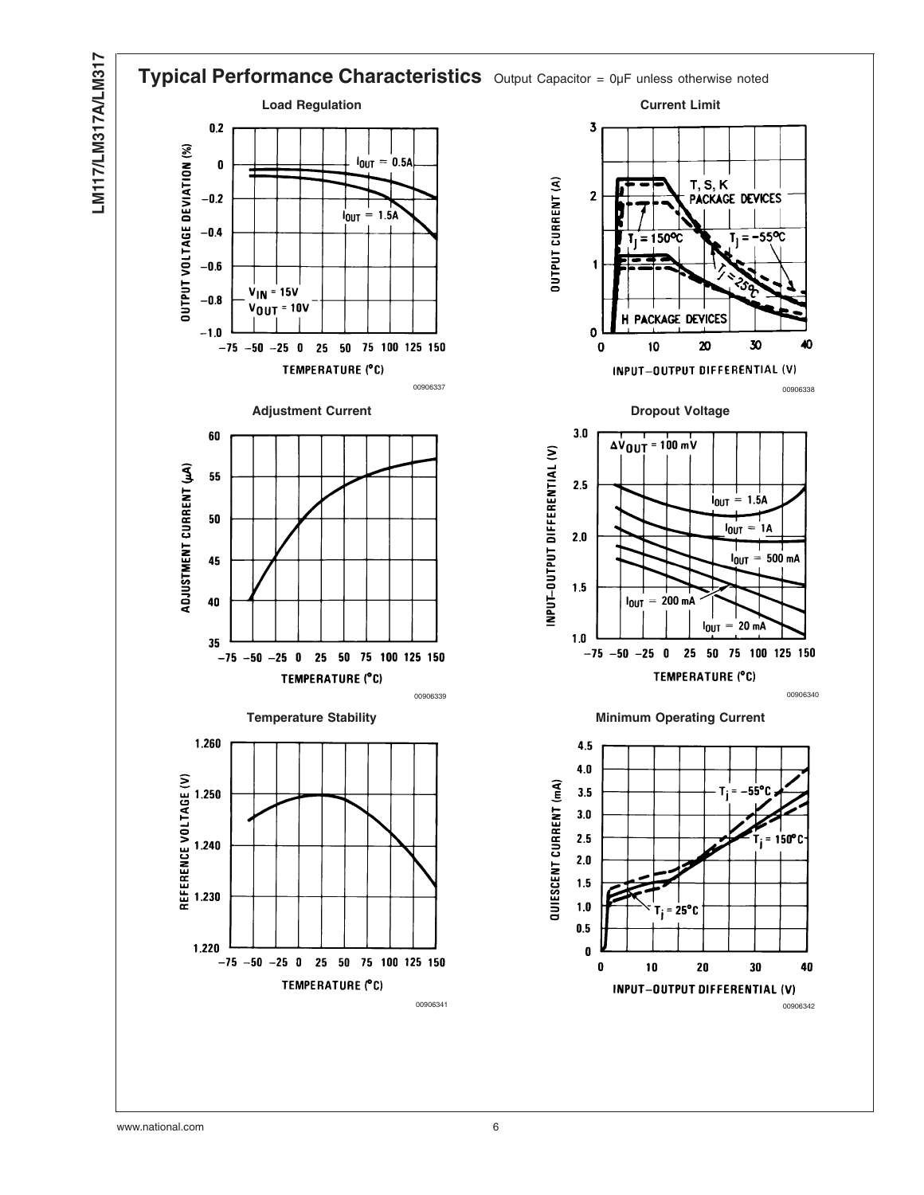## Typical Performance Characteristics

Output Capacitor = 0µF unless otherwise noted

**Load Regulation**

00906337

**Current Limit**

00906338

**Adjustment Current**

00906339

**Dropout Voltage**

00906340

**Temperature Stability**

00906341

**Minimum Operating Current**

00906342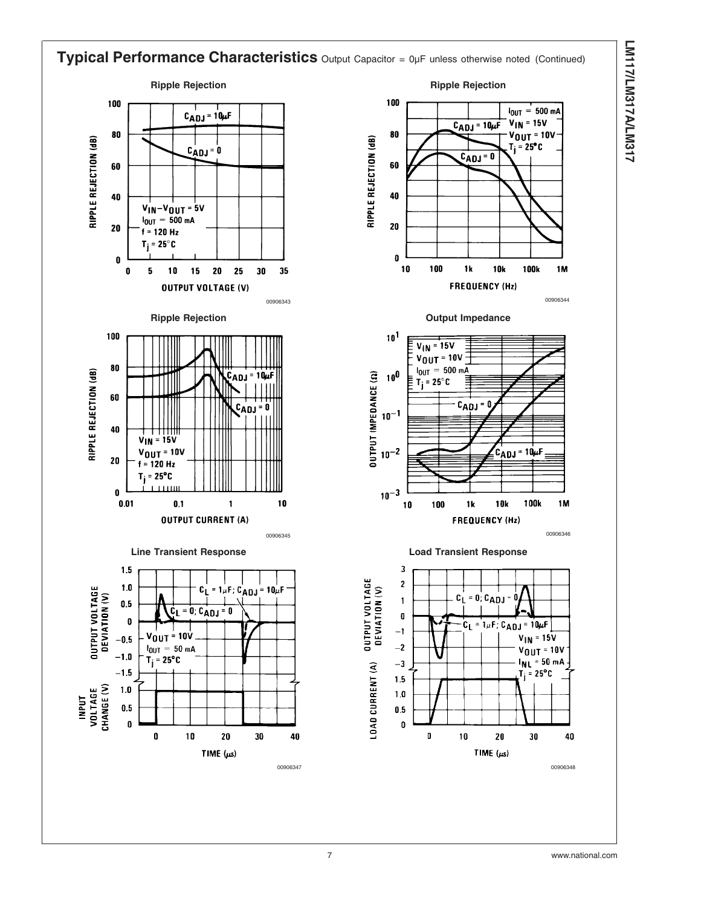## Typical Performance Characteristics Output Capacitor = 0µF unless otherwise noted (Continued)

**Ripple Rejection**

RIPPLE REJECTION (dB) vs OUTPUT VOLTAGE (V)

$C_{ADJ}$ = 10µF

$C_{ADJ}$ = 0

$V_{IN}-V_{OUT}$ = 5V
$I_{OUT}$ = 500 mA
f = 120 Hz
$T_j$ = 25°C

00906343

**Ripple Rejection**

RIPPLE REJECTION (dB) vs FREQUENCY (Hz)

$I_{OUT}$ = 500 mA
$V_{IN}$ = 15V
$V_{OUT}$ = 10V
$T_j$ = 25°C

$C_{ADJ}$ = 10µF

$C_{ADJ}$ = 0

00906344

**Ripple Rejection**

RIPPLE REJECTION (dB) vs OUTPUT CURRENT (A)

$C_{ADJ}$ = 10µF

$C_{ADJ}$ = 0

$V_{IN}$ = 15V
$V_{OUT}$ = 10V
f = 120 Hz
$T_j$ = 25°C

00906345

**Output Impedance**

OUTPUT IMPEDANCE (Ω) vs FREQUENCY (Hz)

$V_{IN}$ = 15V
$V_{OUT}$ = 10V
$I_{OUT}$ = 500 mA
$T_j$ = 25°C

$C_{ADJ}$ = 0

$C_{ADJ}$ = 10µF

00906346

**Line Transient Response**

OUTPUT VOLTAGE DEVIATION (V); INPUT VOLTAGE CHANGE (V) vs TIME (µs)

$C_L$ = 1µF; $C_{ADJ}$ = 10µF

$C_L$ = 0; $C_{ADJ}$ = 0

$V_{OUT}$ = 10V
$I_{OUT}$ = 50 mA
$T_j$ = 25°C

00906347

**Load Transient Response**

OUTPUT VOLTAGE DEVIATION (V); LOAD CURRENT (A) vs TIME (µs)

$C_L$ = 0; $C_{ADJ}$ = 0

$C_L$ = 1µF; $C_{ADJ}$ = 10µF

$V_{IN}$ = 15V
$V_{OUT}$ = 10V
$I_{NL}$ = 50 mA
$T_j$ = 25°C

00906348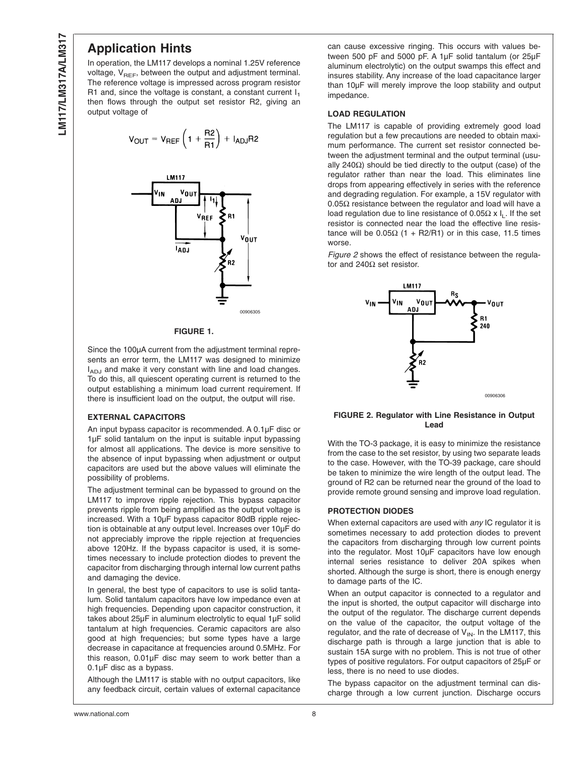## Application Hints

In operation, the LM117 develops a nominal 1.25V reference voltage, $V_{REF}$, between the output and adjustment terminal. The reference voltage is impressed across program resistor R1 and, since the voltage is constant, a constant current $I_1$ then flows through the output set resistor R2, giving an output voltage of

$$V_{OUT} = V_{REF}\left(1 + \frac{R2}{R1}\right) + I_{ADJ}R2$$

FIGURE 1.

Since the 100µA current from the adjustment terminal represents an error term, the LM117 was designed to minimize $I_{ADJ}$ and make it very constant with line and load changes. To do this, all quiescent operating current is returned to the output establishing a minimum load current requirement. If there is insufficient load on the output, the output will rise.

### EXTERNAL CAPACITORS

An input bypass capacitor is recommended. A 0.1µF disc or 1µF solid tantalum on the input is suitable input bypassing for almost all applications. The device is more sensitive to the absence of input bypassing when adjustment or output capacitors are used but the above values will eliminate the possibility of problems.

The adjustment terminal can be bypassed to ground on the LM117 to improve ripple rejection. This bypass capacitor prevents ripple from being amplified as the output voltage is increased. With a 10µF bypass capacitor 80dB ripple rejection is obtainable at any output level. Increases over 10µF do not appreciably improve the ripple rejection at frequencies above 120Hz. If the bypass capacitor is used, it is sometimes necessary to include protection diodes to prevent the capacitor from discharging through internal low current paths and damaging the device.

In general, the best type of capacitors to use is solid tantalum. Solid tantalum capacitors have low impedance even at high frequencies. Depending upon capacitor construction, it takes about 25µF in aluminum electrolytic to equal 1µF solid tantalum at high frequencies. Ceramic capacitors are also good at high frequencies; but some types have a large decrease in capacitance at frequencies around 0.5MHz. For this reason, 0.01µF disc may seem to work better than a 0.1µF disc as a bypass.

Although the LM117 is stable with no output capacitors, like any feedback circuit, certain values of external capacitance can cause excessive ringing. This occurs with values between 500 pF and 5000 pF. A 1µF solid tantalum (or 25µF aluminum electrolytic) on the output swamps this effect and insures stability. Any increase of the load capacitance larger than 10µF will merely improve the loop stability and output impedance.

### LOAD REGULATION

The LM117 is capable of providing extremely good load regulation but a few precautions are needed to obtain maximum performance. The current set resistor connected between the adjustment terminal and the output terminal (usually 240Ω) should be tied directly to the output (case) of the regulator rather than near the load. This eliminates line drops from appearing effectively in series with the reference and degrading regulation. For example, a 15V regulator with 0.05Ω resistance between the regulator and load will have a load regulation due to line resistance of 0.05Ω x $I_L$. If the set resistor is connected near the load the effective line resistance will be 0.05Ω (1 + R2/R1) or in this case, 11.5 times worse.

*Figure 2* shows the effect of resistance between the regulator and 240Ω set resistor.

**FIGURE 2. Regulator with Line Resistance in Output Lead**

With the TO-3 package, it is easy to minimize the resistance from the case to the set resistor, by using two separate leads to the case. However, with the TO-39 package, care should be taken to minimize the wire length of the output lead. The ground of R2 can be returned near the ground of the load to provide remote ground sensing and improve load regulation.

### PROTECTION DIODES

When external capacitors are used with *any* IC regulator it is sometimes necessary to add protection diodes to prevent the capacitors from discharging through low current points into the regulator. Most 10µF capacitors have low enough internal series resistance to deliver 20A spikes when shorted. Although the surge is short, there is enough energy to damage parts of the IC.

When an output capacitor is connected to a regulator and the input is shorted, the output capacitor will discharge into the output of the regulator. The discharge current depends on the value of the capacitor, the output voltage of the regulator, and the rate of decrease of $V_{IN}$. In the LM117, this discharge path is through a large junction that is able to sustain 15A surge with no problem. This is not true of other types of positive regulators. For output capacitors of 25µF or less, there is no need to use diodes.

The bypass capacitor on the adjustment terminal can discharge through a low current junction. Discharge occurs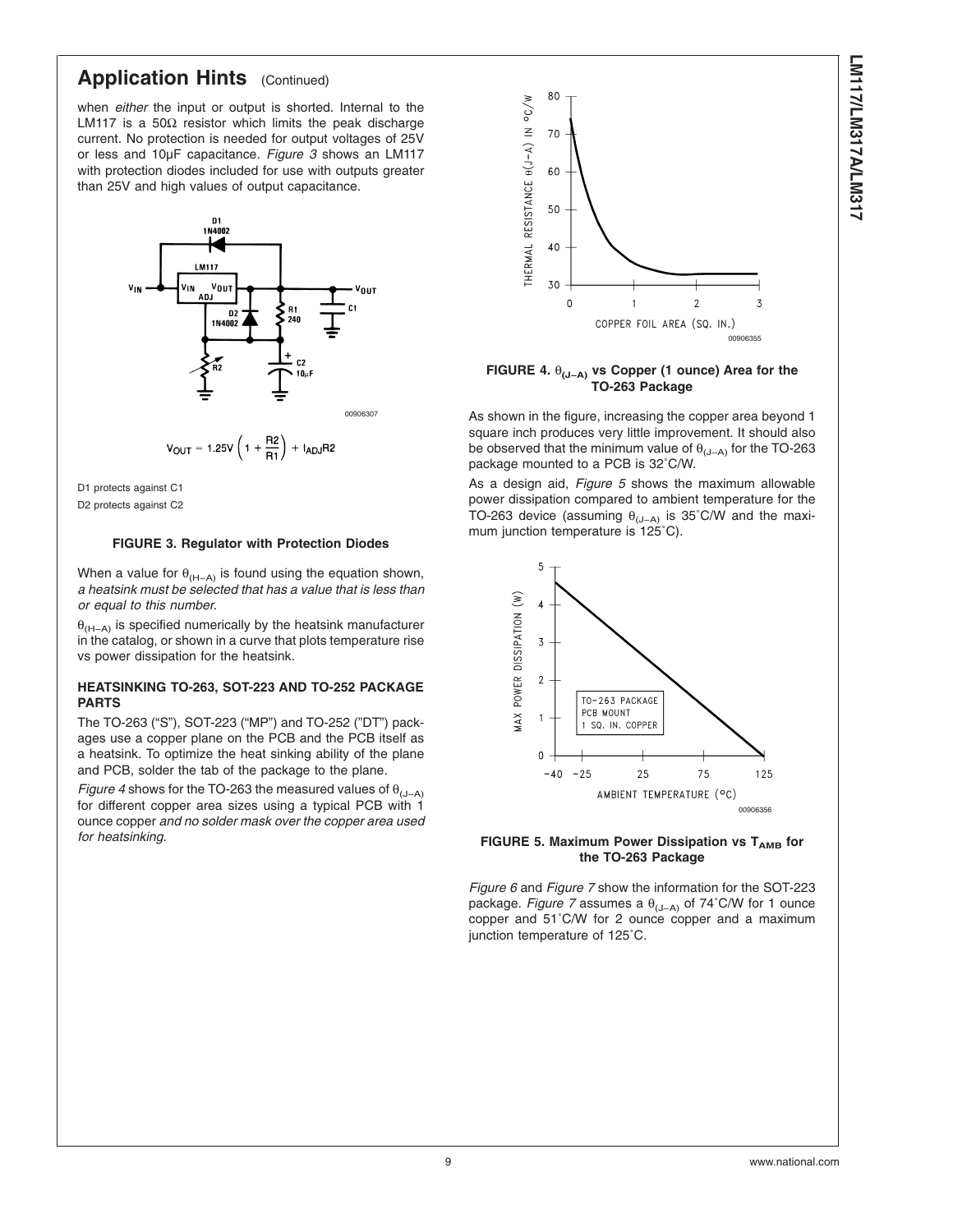## Application Hints (Continued)

when *either* the input or output is shorted. Internal to the LM117 is a 50Ω resistor which limits the peak discharge current. No protection is needed for output voltages of 25V or less and 10µF capacitance. *Figure 3* shows an LM117 with protection diodes included for use with outputs greater than 25V and high values of output capacitance.

$$V_{OUT} = 1.25V\left(1 + \frac{R2}{R1}\right) + I_{ADJ}R2$$

D1 protects against C1

D2 protects against C2

**FIGURE 3. Regulator with Protection Diodes**

When a value for $\theta_{(H-A)}$ is found using the equation shown, *a heatsink must be selected that has a value that is less than or equal to this number.*

$\theta_{(H-A)}$ is specified numerically by the heatsink manufacturer in the catalog, or shown in a curve that plots temperature rise vs power dissipation for the heatsink.

### HEATSINKING TO-263, SOT-223 AND TO-252 PACKAGE PARTS

The TO-263 ("S"), SOT-223 ("MP") and TO-252 ("DT") packages use a copper plane on the PCB and the PCB itself as a heatsink. To optimize the heat sinking ability of the plane and PCB, solder the tab of the package to the plane.

*Figure 4* shows for the TO-263 the measured values of $\theta_{(J-A)}$ for different copper area sizes using a typical PCB with 1 ounce copper *and no solder mask over the copper area used for heatsinking.*

**FIGURE 4. $\theta_{(J-A)}$ vs Copper (1 ounce) Area for the TO-263 Package**

As shown in the figure, increasing the copper area beyond 1 square inch produces very little improvement. It should also be observed that the minimum value of $\theta_{(J-A)}$ for the TO-263 package mounted to a PCB is 32˚C/W.

As a design aid, *Figure 5* shows the maximum allowable power dissipation compared to ambient temperature for the TO-263 device (assuming $\theta_{(J-A)}$ is 35˚C/W and the maximum junction temperature is 125˚C).

**FIGURE 5. Maximum Power Dissipation vs $T_{AMB}$ for the TO-263 Package**

*Figure 6* and *Figure 7* show the information for the SOT-223 package. *Figure 7* assumes a $\theta_{(J-A)}$ of 74˚C/W for 1 ounce copper and 51˚C/W for 2 ounce copper and a maximum junction temperature of 125˚C.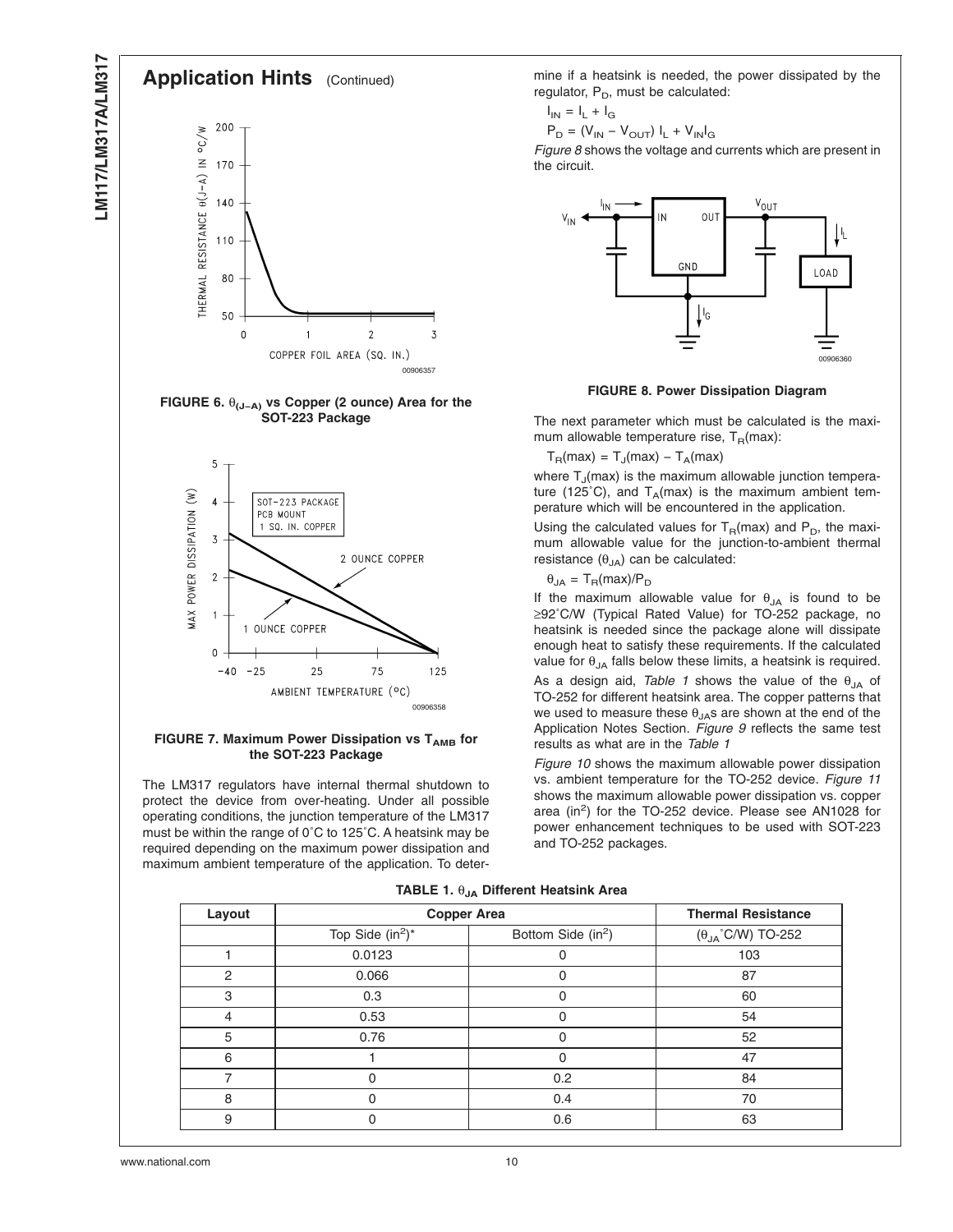## Application Hints (Continued)

FIGURE 6. $\theta_{(J-A)}$ vs Copper (2 ounce) Area for the SOT-223 Package

FIGURE 7. Maximum Power Dissipation vs $T_{AMB}$ for the SOT-223 Package

The LM317 regulators have internal thermal shutdown to protect the device from over-heating. Under all possible operating conditions, the junction temperature of the LM317 must be within the range of 0˚C to 125˚C. A heatsink may be required depending on the maximum power dissipation and maximum ambient temperature of the application. To determine if a heatsink is needed, the power dissipated by the regulator, $P_D$, must be calculated:

$$I_{IN} = I_L + I_G$$

$$P_D = (V_{IN} - V_{OUT})\ I_L + V_{IN} I_G$$

*Figure 8* shows the voltage and currents which are present in the circuit.

FIGURE 8. Power Dissipation Diagram

The next parameter which must be calculated is the maximum allowable temperature rise, $T_R$(max):

$$T_R(max) = T_J(max) - T_A(max)$$

where $T_J$(max) is the maximum allowable junction temperature (125˚C), and $T_A$(max) is the maximum ambient temperature which will be encountered in the application.

Using the calculated values for $T_R$(max) and $P_D$, the maximum allowable value for the junction-to-ambient thermal resistance ($\theta_{JA}$) can be calculated:

$$\theta_{JA} = T_R(max)/P_D$$

If the maximum allowable value for $\theta_{JA}$ is found to be ≥92˚C/W (Typical Rated Value) for TO-252 package, no heatsink is needed since the package alone will dissipate enough heat to satisfy these requirements. If the calculated value for $\theta_{JA}$ falls below these limits, a heatsink is required.

As a design aid, *Table 1* shows the value of the $\theta_{JA}$ of TO-252 for different heatsink area. The copper patterns that we used to measure these $\theta_{JA}$s are shown at the end of the Application Notes Section. *Figure 9* reflects the same test results as what are in the *Table 1*

*Figure 10* shows the maximum allowable power dissipation vs. ambient temperature for the TO-252 device. *Figure 11* shows the maximum allowable power dissipation vs. copper area (in$^2$) for the TO-252 device. Please see AN1028 for power enhancement techniques to be used with SOT-223 and TO-252 packages.

**TABLE 1. $\theta_{JA}$ Different Heatsink Area**

| Layout | Copper Area | | Thermal Resistance |
|---|---|---|---|
| | Top Side (in$^2$)* | Bottom Side (in$^2$) | ($\theta_{JA}$˚C/W) TO-252 |
| 1 | 0.0123 | 0 | 103 |
| 2 | 0.066 | 0 | 87 |
| 3 | 0.3 | 0 | 60 |
| 4 | 0.53 | 0 | 54 |
| 5 | 0.76 | 0 | 52 |
| 6 | 1 | 0 | 47 |
| 7 | 0 | 0.2 | 84 |
| 8 | 0 | 0.4 | 70 |
| 9 | 0 | 0.6 | 63 |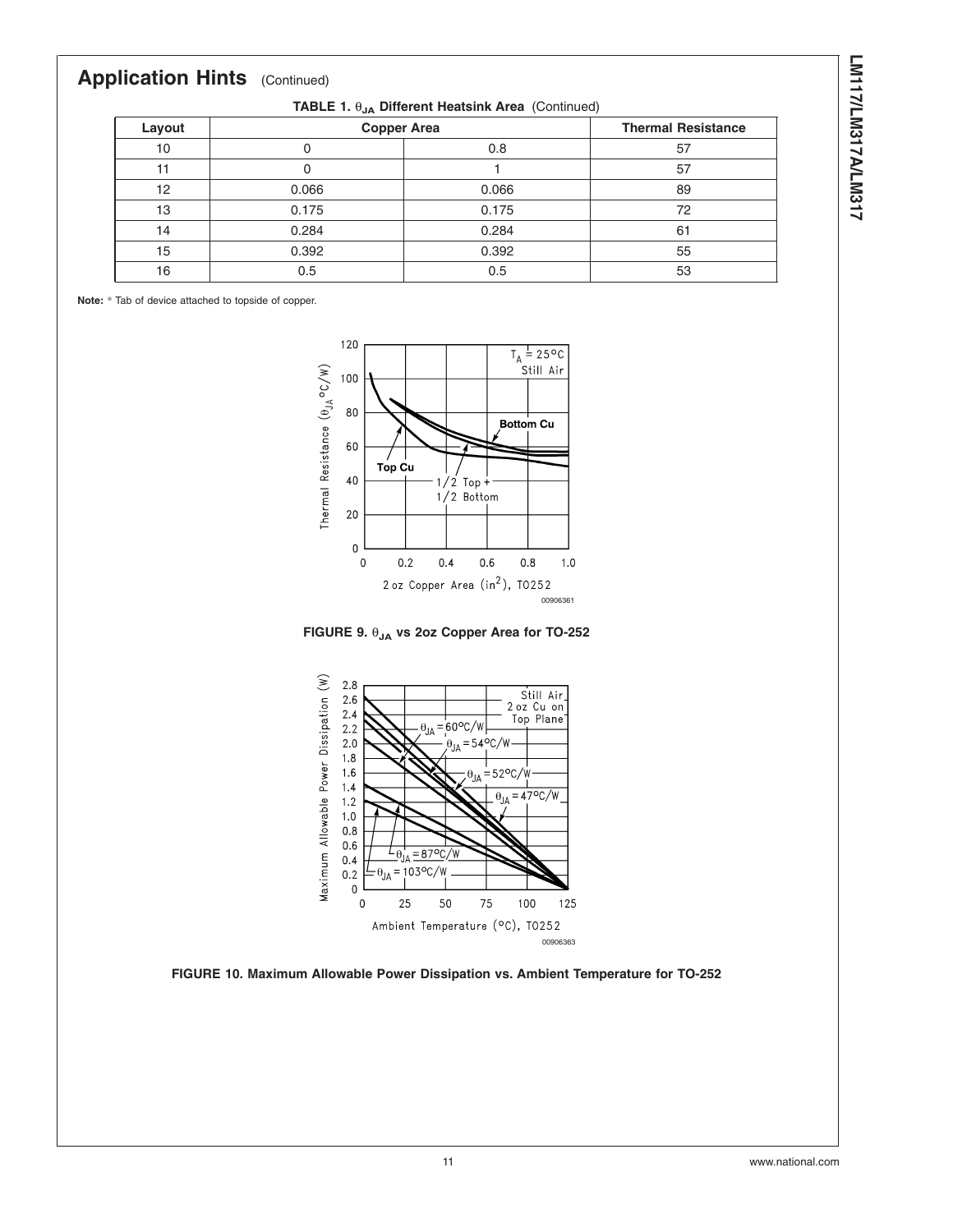## Application Hints (Continued)

**TABLE 1. $\theta_{JA}$ Different Heatsink Area (Continued)**

| Layout | Copper Area | | Thermal Resistance |
|---|---|---|---|
| 10 | 0 | 0.8 | 57 |
| 11 | 0 | 1 | 57 |
| 12 | 0.066 | 0.066 | 89 |
| 13 | 0.175 | 0.175 | 72 |
| 14 | 0.284 | 0.284 | 61 |
| 15 | 0.392 | 0.392 | 55 |
| 16 | 0.5 | 0.5 | 53 |

**Note:** * Tab of device attached to topside of copper.

**FIGURE 9. $\theta_{JA}$ vs 2oz Copper Area for TO-252**

**FIGURE 10. Maximum Allowable Power Dissipation vs. Ambient Temperature for TO-252**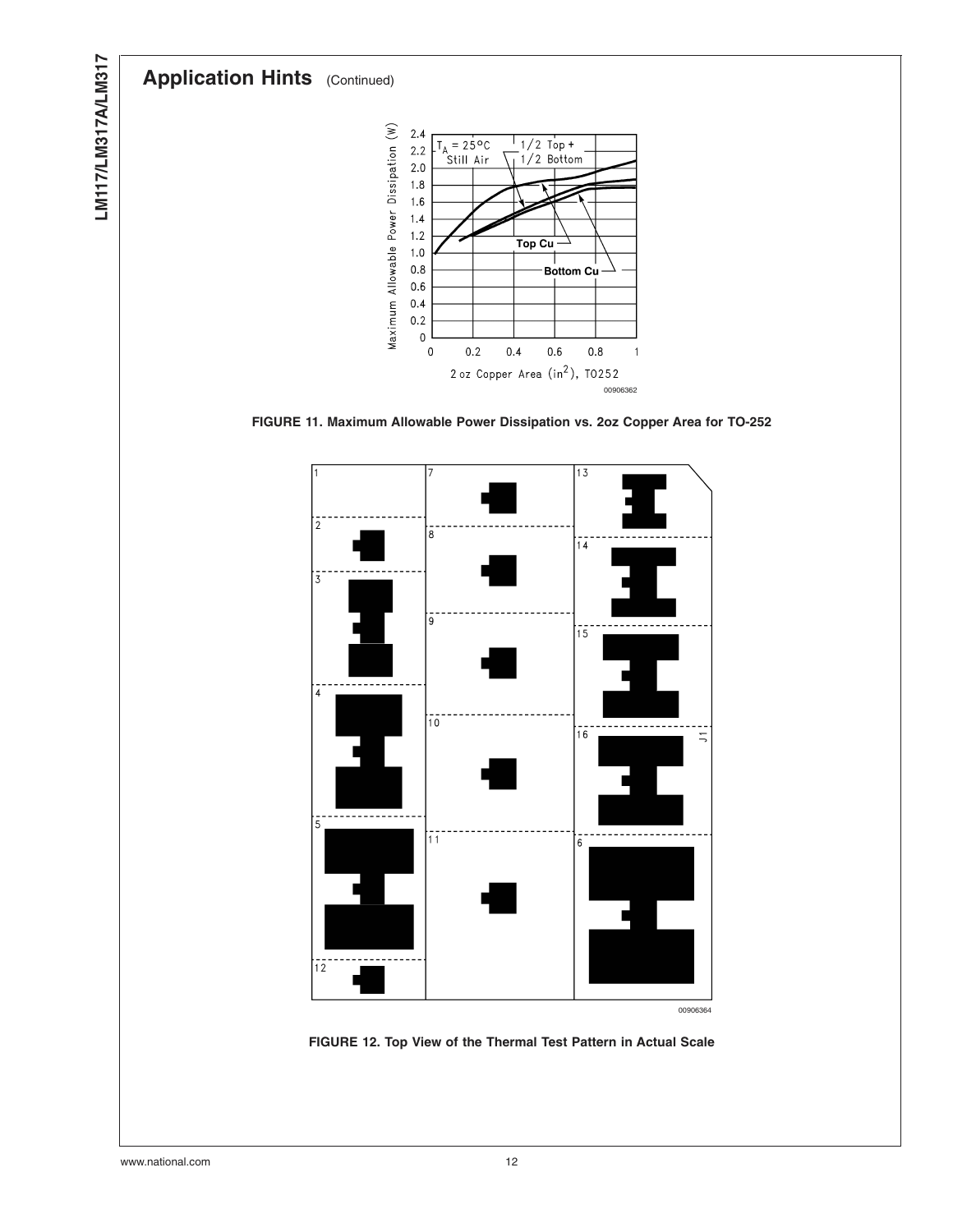## Application Hints (Continued)

FIGURE 11. Maximum Allowable Power Dissipation vs. 2oz Copper Area for TO-252

FIGURE 12. Top View of the Thermal Test Pattern in Actual Scale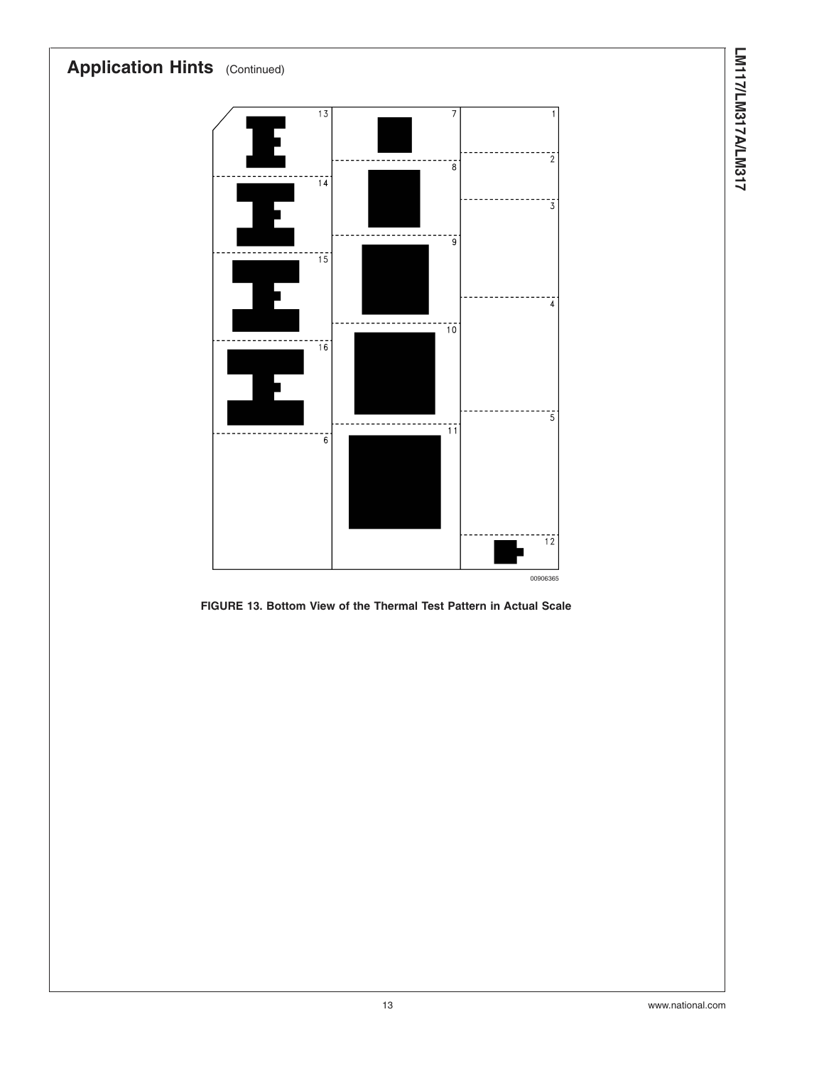## Application Hints (Continued)

FIGURE 13. Bottom View of the Thermal Test Pattern in Actual Scale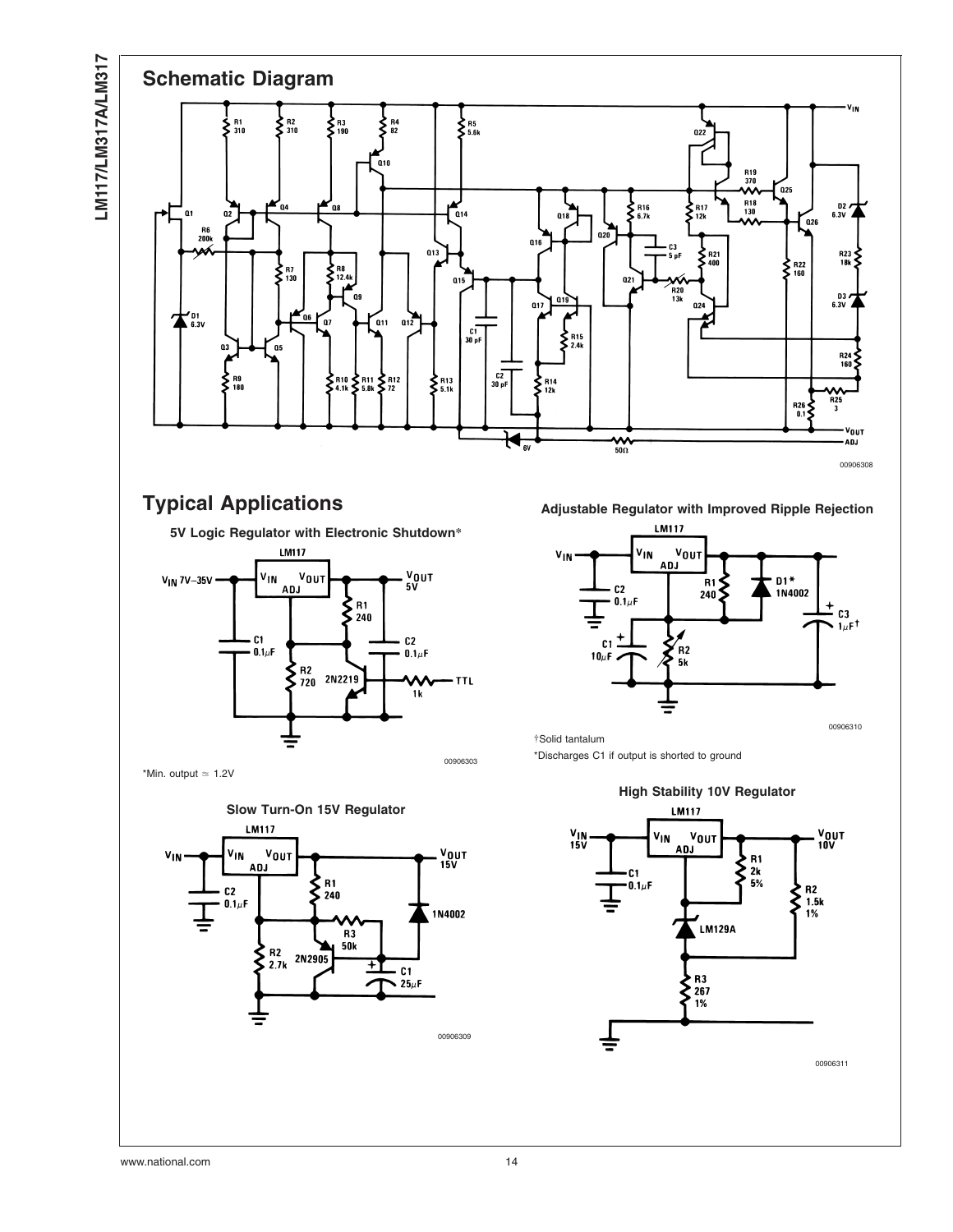## Schematic Diagram

00906308

## Typical Applications

### 5V Logic Regulator with Electronic Shutdown*

00906303

*Min. output ≃ 1.2V

### Slow Turn-On 15V Regulator

00906309

### Adjustable Regulator with Improved Ripple Rejection

00906310

†Solid tantalum

*Discharges C1 if output is shorted to ground

### High Stability 10V Regulator

00906311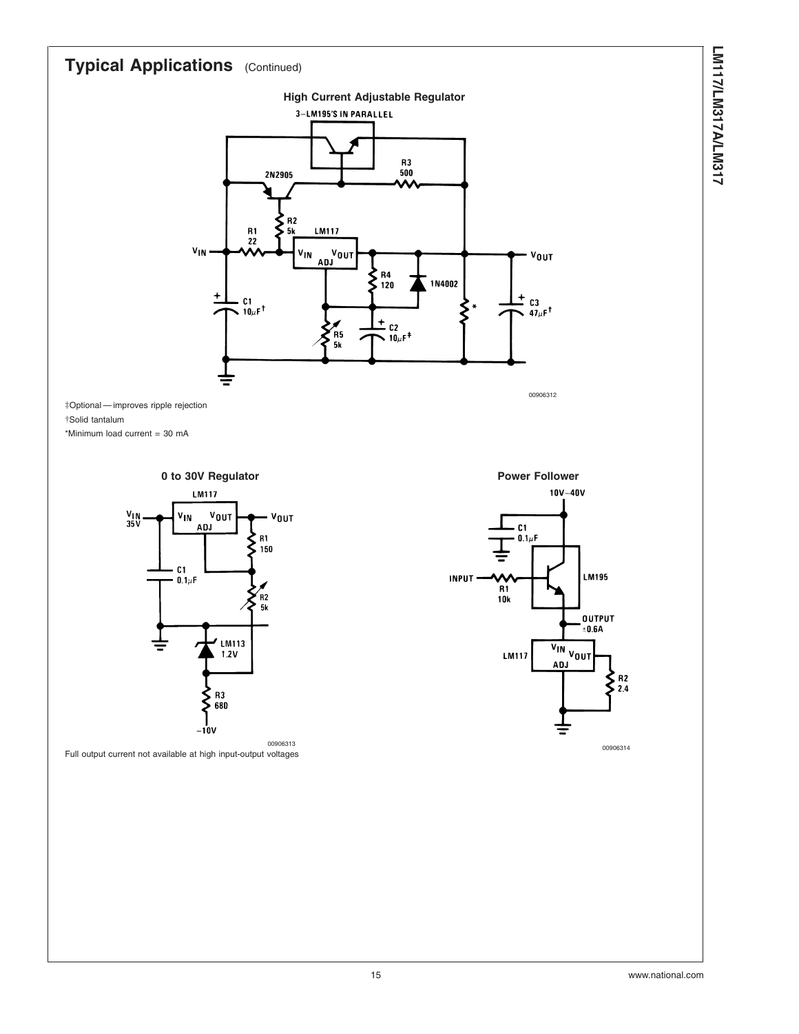## Typical Applications (Continued)

### High Current Adjustable Regulator

00906312

‡Optional — improves ripple rejection

†Solid tantalum

*Minimum load current = 30 mA

### 0 to 30V Regulator

00906313

Full output current not available at high input-output voltages

### Power Follower

00906314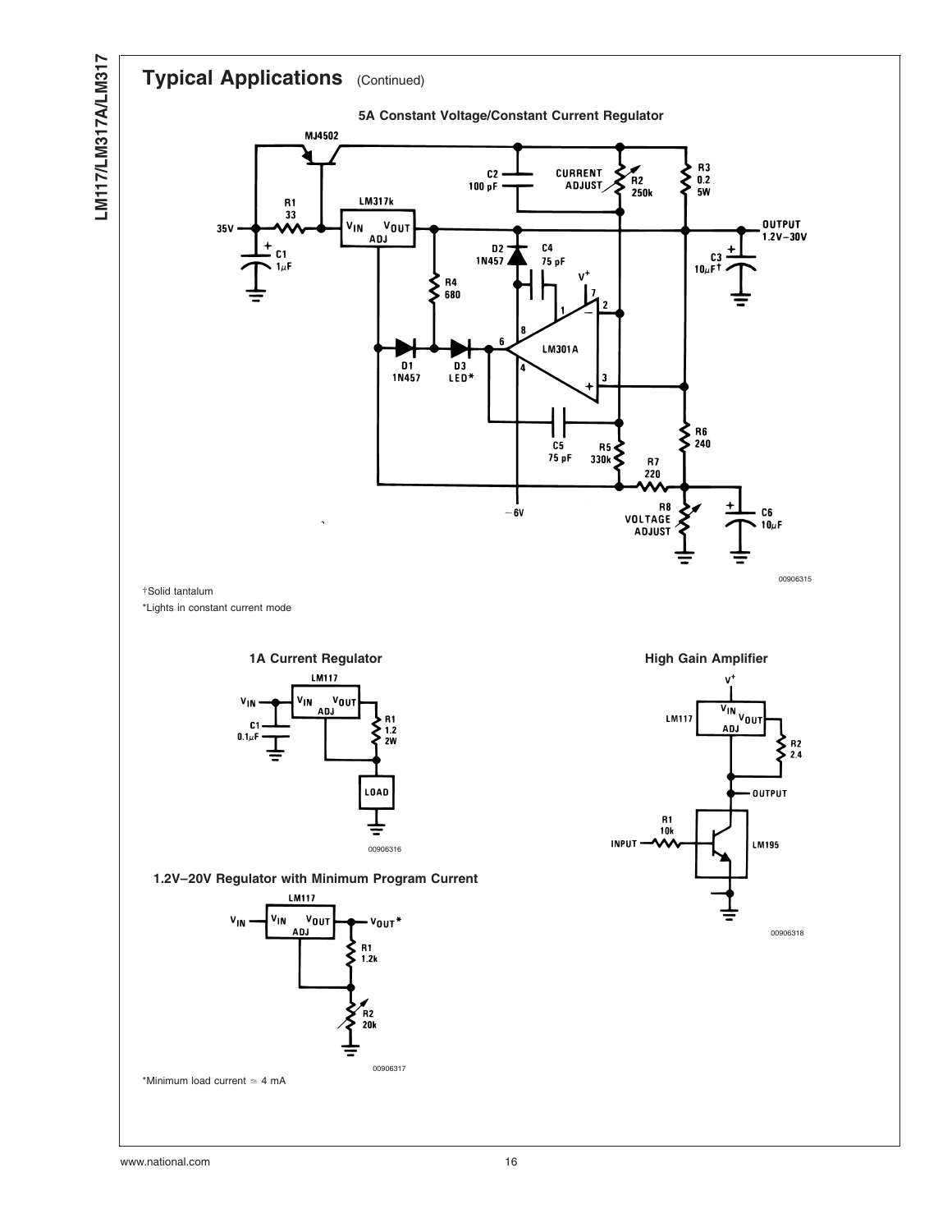## Typical Applications (Continued)

### 5A Constant Voltage/Constant Current Regulator

MJ4502

C2 100 pF

CURRENT ADJUST

R2 250k

R3 0.2 5W

R1 33

LM317k

35V

$V_{IN}$ $V_{OUT}$ ADJ

OUTPUT 1.2V−30V

C1 1µF

D2 1N457

C4 75 pF

C3 10µF†

R4 680

$V^+$

LM301A

D1 1N457

D3 LED*

C5 75 pF

R5 330k

R6 240

R7 220

−6V

R8 VOLTAGE ADJUST

C6 10µF

00906315

†Solid tantalum

*Lights in constant current mode

### 1A Current Regulator

LM117

$V_{IN}$

C1 0.1µF

R1 1.2 2W

LOAD

00906316

### High Gain Amplifier

$V^+$

LM117

R2 2.4

OUTPUT

R1 10k

INPUT

LM195

00906318

### 1.2V–20V Regulator with Minimum Program Current

LM117

$V_{IN}$

$V_{OUT}$*

R1 1.2k

R2 20k

00906317

*Minimum load current ≃ 4 mA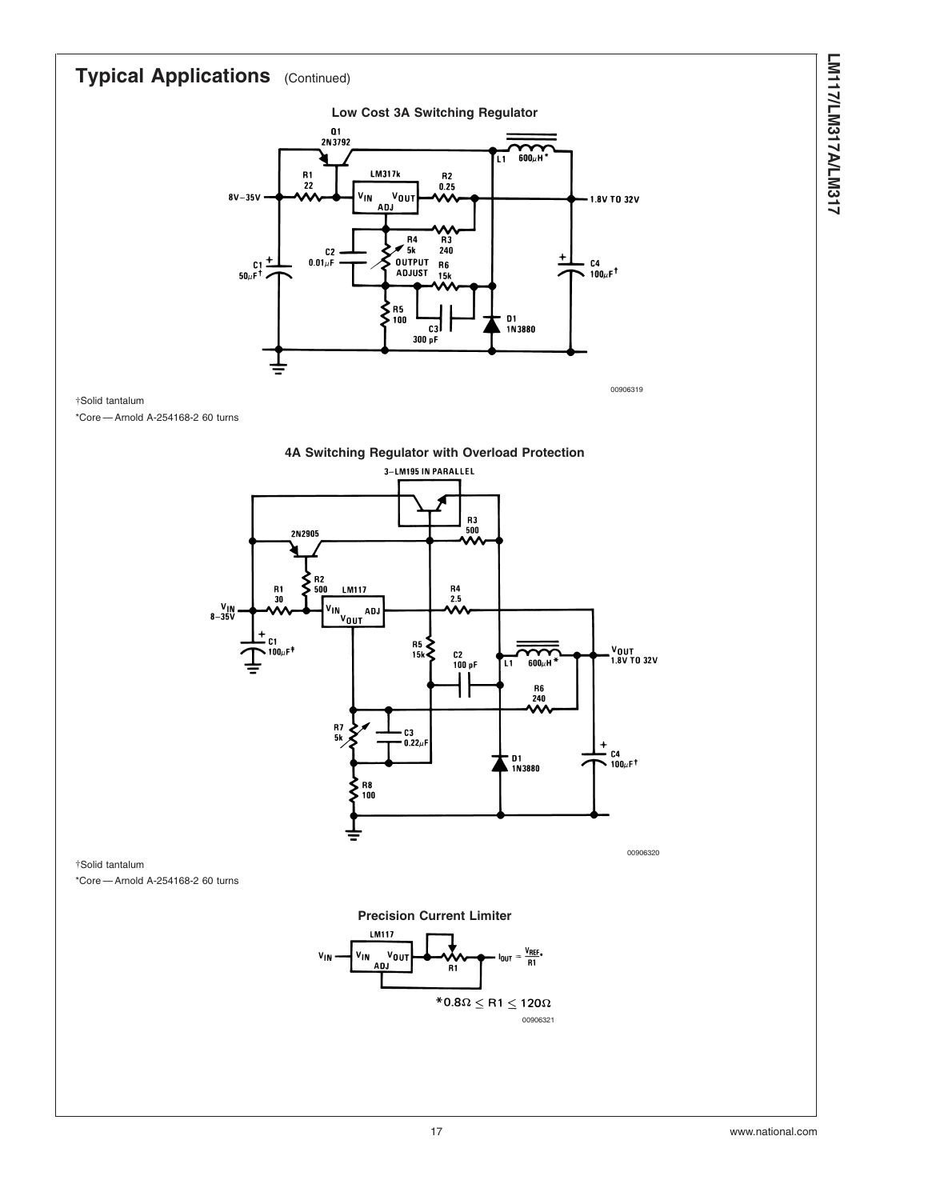## Typical Applications (Continued)

**Low Cost 3A Switching Regulator**

00906319

†Solid tantalum

*Core — Arnold A-254168-2 60 turns

**4A Switching Regulator with Overload Protection**

00906320

†Solid tantalum

*Core — Arnold A-254168-2 60 turns

**Precision Current Limiter**

$I_{OUT} = \frac{V_{REF}}{R1}$*

$*0.8\Omega \leq R1 \leq 120\Omega$

00906321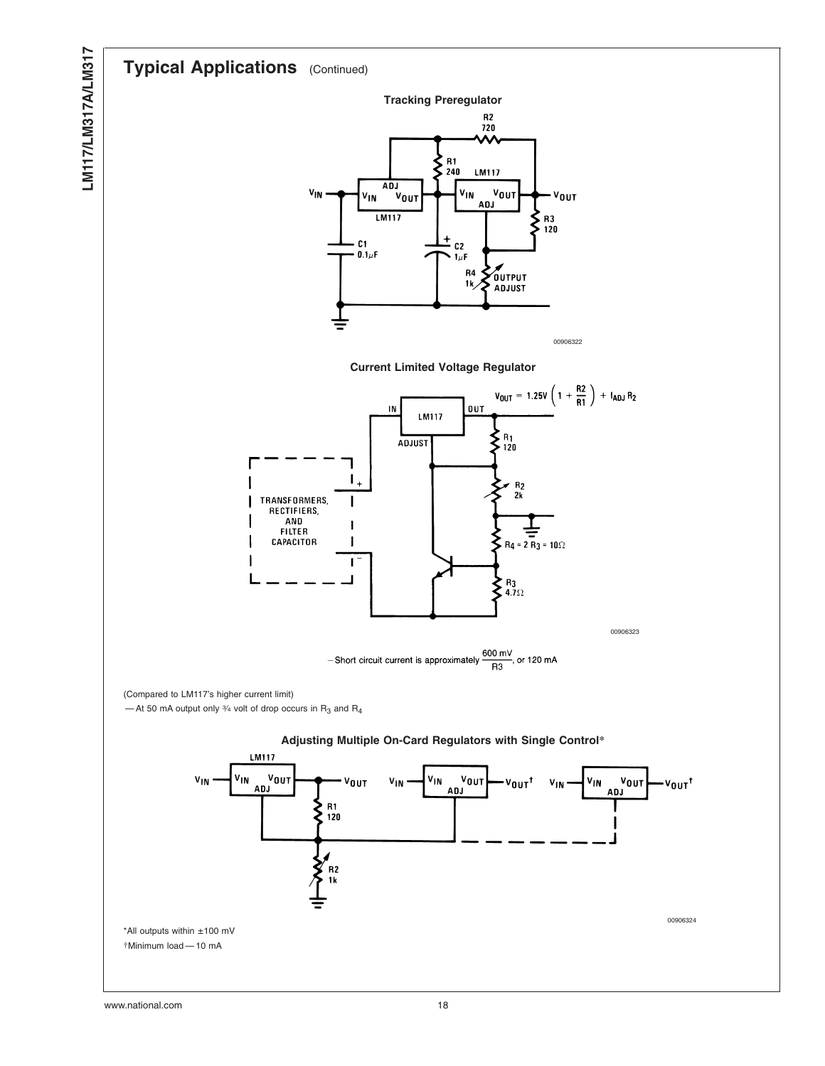## Typical Applications (Continued)

**Tracking Preregulator**

**Current Limited Voltage Regulator**

$$V_{OUT} = 1.25V \left(1 + \frac{R2}{R1}\right) + I_{ADJ} R_2$$

– Short circuit current is approximately $\frac{600 \text{ mV}}{R3}$, or 120 mA

(Compared to LM117's higher current limit)

— At 50 mA output only ¾ volt of drop occurs in $R_3$ and $R_4$

**Adjusting Multiple On-Card Regulators with Single Control***

*All outputs within ±100 mV

†Minimum load — 10 mA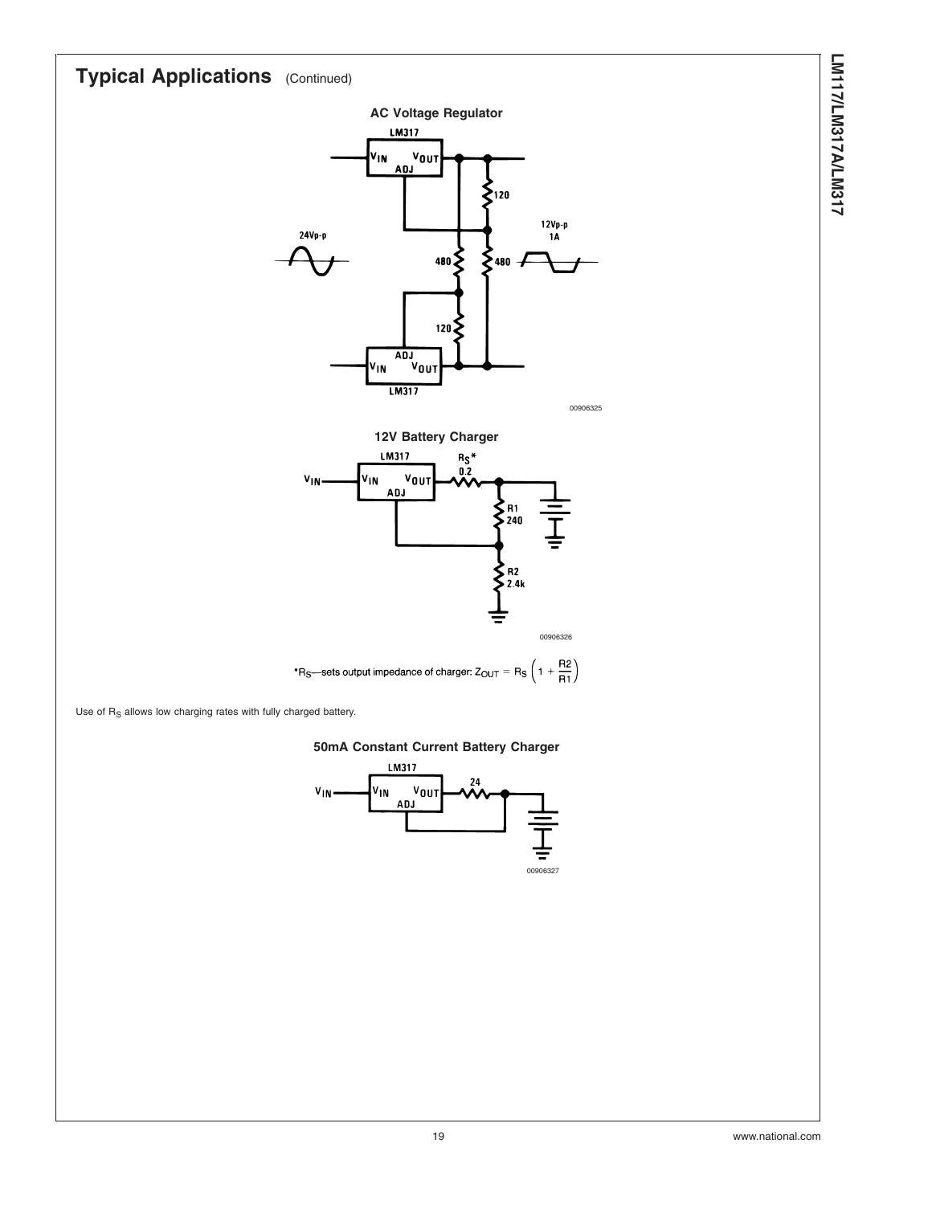## Typical Applications (Continued)

**AC Voltage Regulator**

00906325

**12V Battery Charger**

00906326

$^{*}R_S$—sets output impedance of charger: $Z_{OUT} = R_S \left(1 + \frac{R2}{R1}\right)$

Use of $R_S$ allows low charging rates with fully charged battery.

**50mA Constant Current Battery Charger**

00906327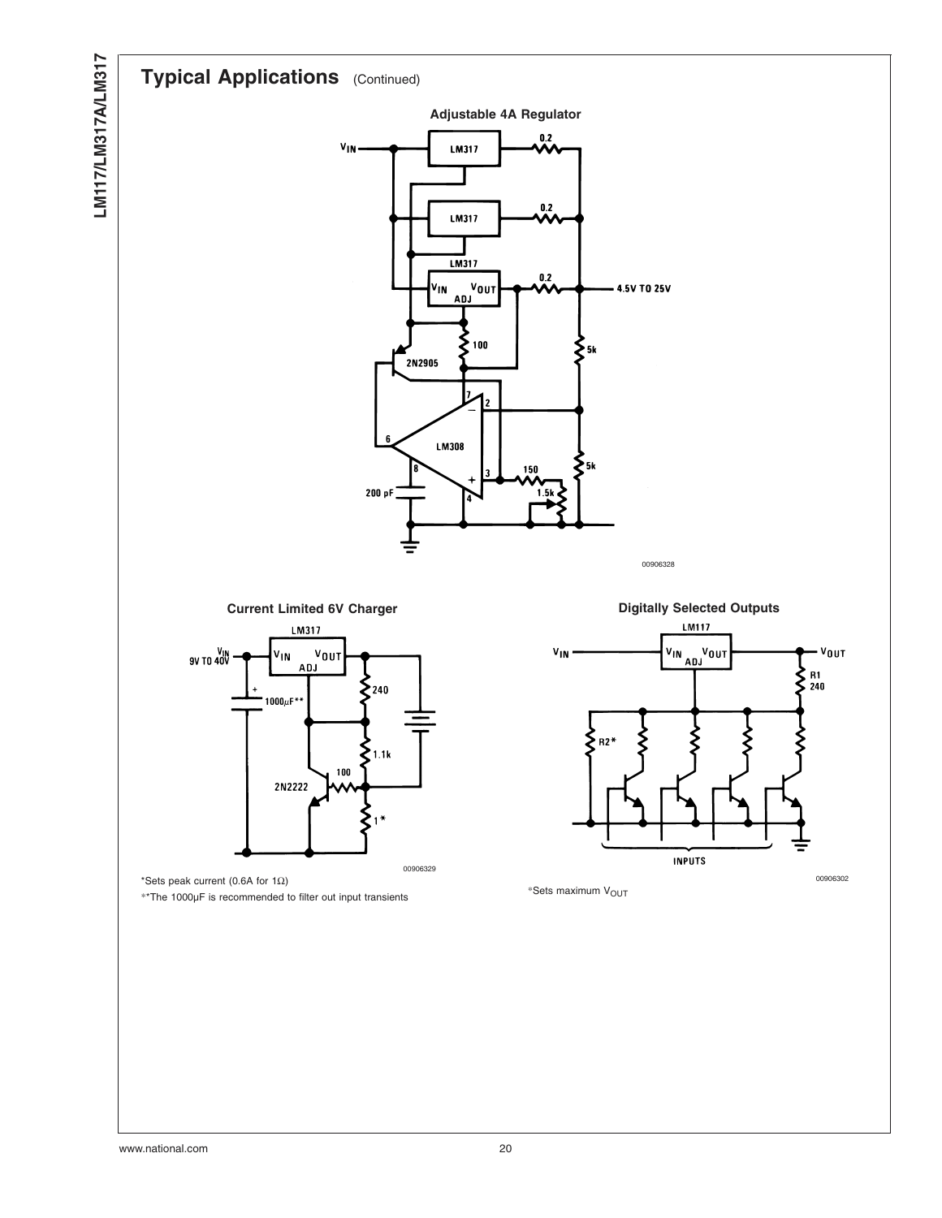## Typical Applications (Continued)

**Adjustable 4A Regulator**

00906328

**Current Limited 6V Charger**

00906329

*Sets peak current (0.6A for 1Ω)

**The 1000μF is recommended to filter out input transients

**Digitally Selected Outputs**

00906302

*Sets maximum $V_{OUT}$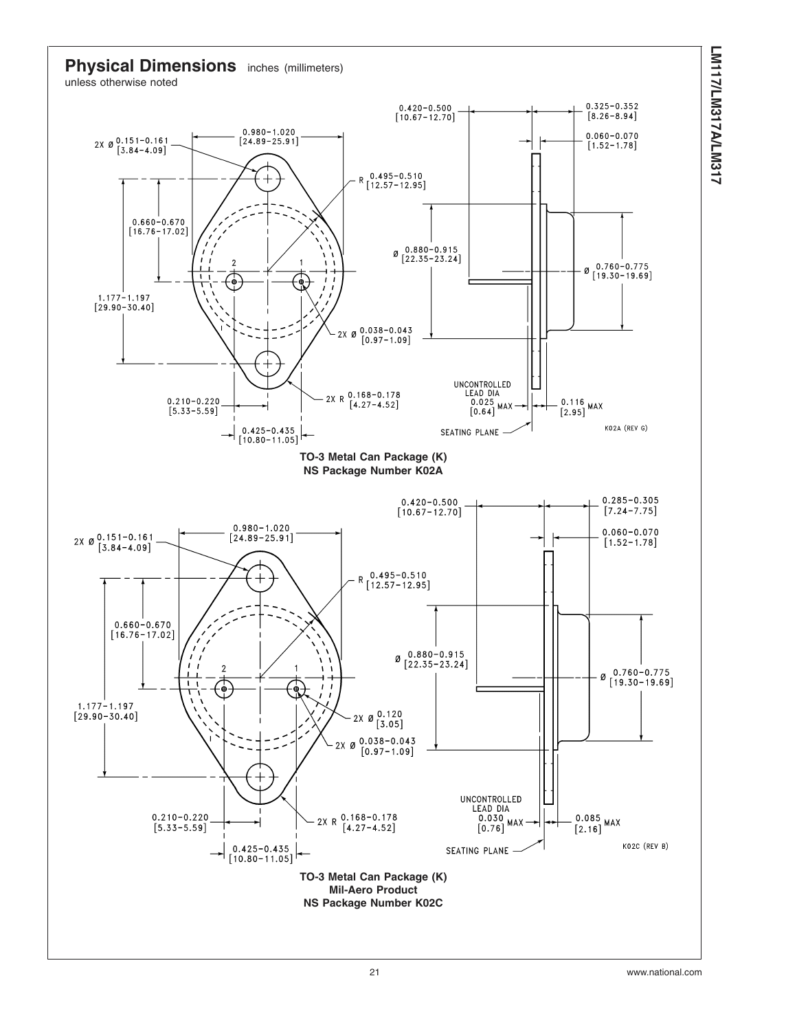## Physical Dimensions inches (millimeters) unless otherwise noted

0.420–0.500 [10.67–12.70]

0.325–0.352 [8.26–8.94]

0.060–0.070 [1.52–1.78]

0.980–1.020 [24.89–25.91]

2X Ø 0.151–0.161 [3.84–4.09]

R 0.495–0.510 [12.57–12.95]

0.660–0.670 [16.76–17.02]

Ø 0.880–0.915 [22.35–23.24]

Ø 0.760–0.775 [19.30–19.69]

1.177–1.197 [29.90–30.40]

2X Ø 0.038–0.043 [0.97–1.09]

UNCONTROLLED LEAD DIA 0.025 MAX [0.64]

0.116 MAX [2.95]

0.210–0.220 [5.33–5.59]

2X R 0.168–0.178 [4.27–4.52]

0.425–0.435 [10.80–11.05]

SEATING PLANE

K02A (REV G)

**TO-3 Metal Can Package (K)**
**NS Package Number K02A**

0.420–0.500 [10.67–12.70]

0.285–0.305 [7.24–7.75]

0.060–0.070 [1.52–1.78]

0.980–1.020 [24.89–25.91]

2X Ø 0.151–0.161 [3.84–4.09]

R 0.495–0.510 [12.57–12.95]

0.660–0.670 [16.76–17.02]

Ø 0.880–0.915 [22.35–23.24]

Ø 0.760–0.775 [19.30–19.69]

1.177–1.197 [29.90–30.40]

2X Ø 0.120 [3.05]

2X Ø 0.038–0.043 [0.97–1.09]

UNCONTROLLED LEAD DIA 0.030 MAX [0.76]

0.085 MAX [2.16]

0.210–0.220 [5.33–5.59]

2X R 0.168–0.178 [4.27–4.52]

0.425–0.435 [10.80–11.05]

SEATING PLANE

K02C (REV B)

**TO-3 Metal Can Package (K)**
**Mil-Aero Product**
**NS Package Number K02C**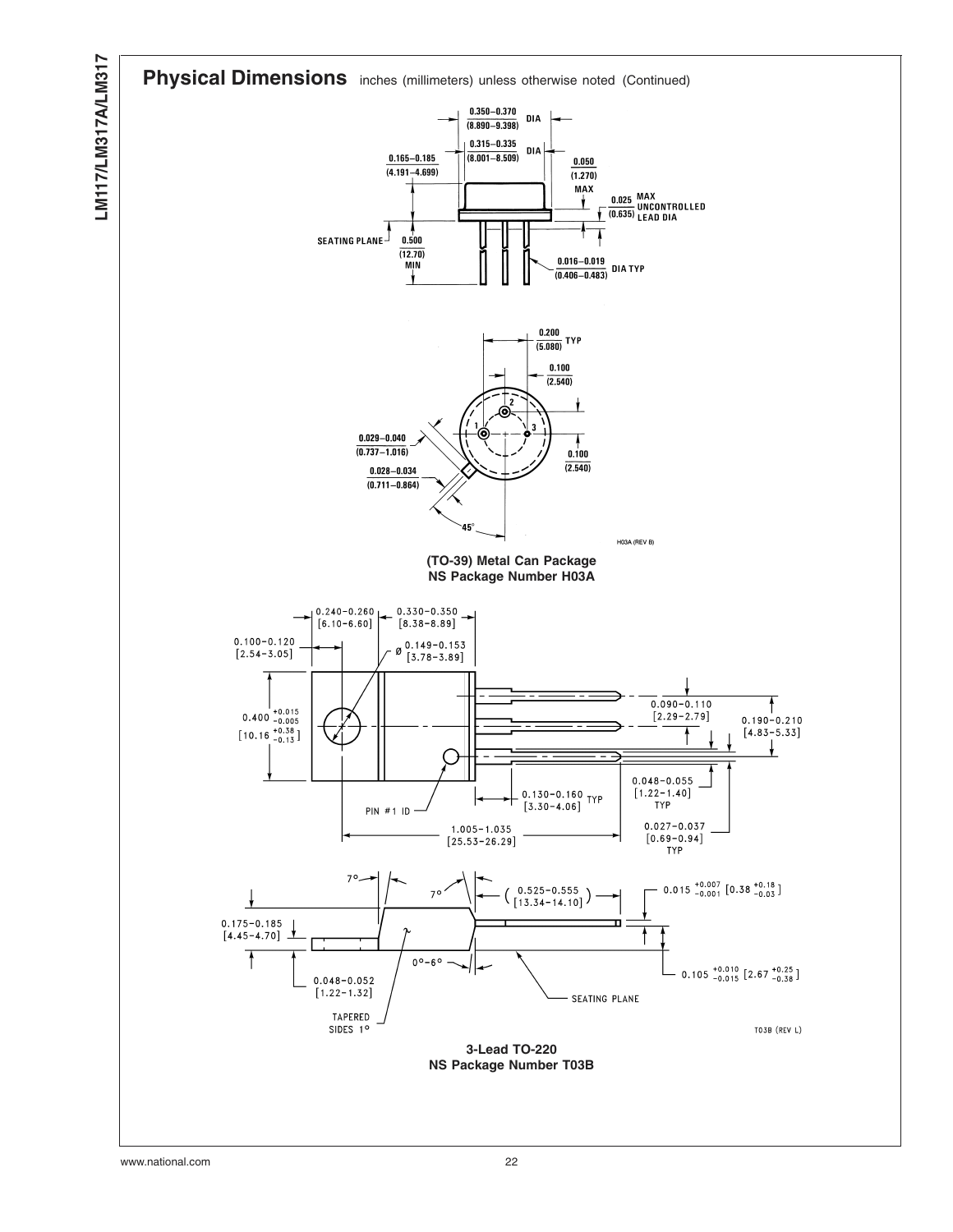## Physical Dimensions inches (millimeters) unless otherwise noted (Continued)

0.350–0.370 (8.890–9.398) DIA

0.315–0.335 (8.001–8.509) DIA

0.165–0.185 (4.191–4.699)

0.050 (1.270) MAX

0.025 (0.635) MAX UNCONTROLLED LEAD DIA

SEATING PLANE

0.500 (12.70) MIN

0.016–0.019 (0.406–0.483) DIA TYP

0.200 (5.080) TYP

0.100 (2.540)

0.029–0.040 (0.737–1.016)

0.100 (2.540)

0.028–0.034 (0.711–0.864)

45°

H03A (REV B)

**(TO-39) Metal Can Package**
**NS Package Number H03A**

0.240–0.260 [6.10–6.60]

0.330–0.350 [8.38–8.89]

0.100–0.120 [2.54–3.05]

Ø 0.149–0.153 [3.78–3.89]

$0.400\ ^{+0.015}_{-0.005}$ $[10.16\ ^{+0.38}_{-0.13}]$

0.090–0.110 [2.29–2.79]

0.190–0.210 [4.83–5.33]

0.048–0.055 [1.22–1.40] TYP

0.130–0.160 [3.30–4.06] TYP

PIN #1 ID

1.005–1.035 [25.53–26.29]

0.027–0.037 [0.69–0.94] TYP

7°

7°

(0.525–0.555 [13.34–14.10])

$0.015\ ^{+0.007}_{-0.001}$ $[0.38\ ^{+0.18}_{-0.03}]$

0.175–0.185 [4.45–4.70]

0°–6°

$0.105\ ^{+0.010}_{-0.015}$ $[2.67\ ^{+0.25}_{-0.38}]$

0.048–0.052 [1.22–1.32]

SEATING PLANE

TAPERED SIDES 1°

T03B (REV L)

**3-Lead TO-220**
**NS Package Number T03B**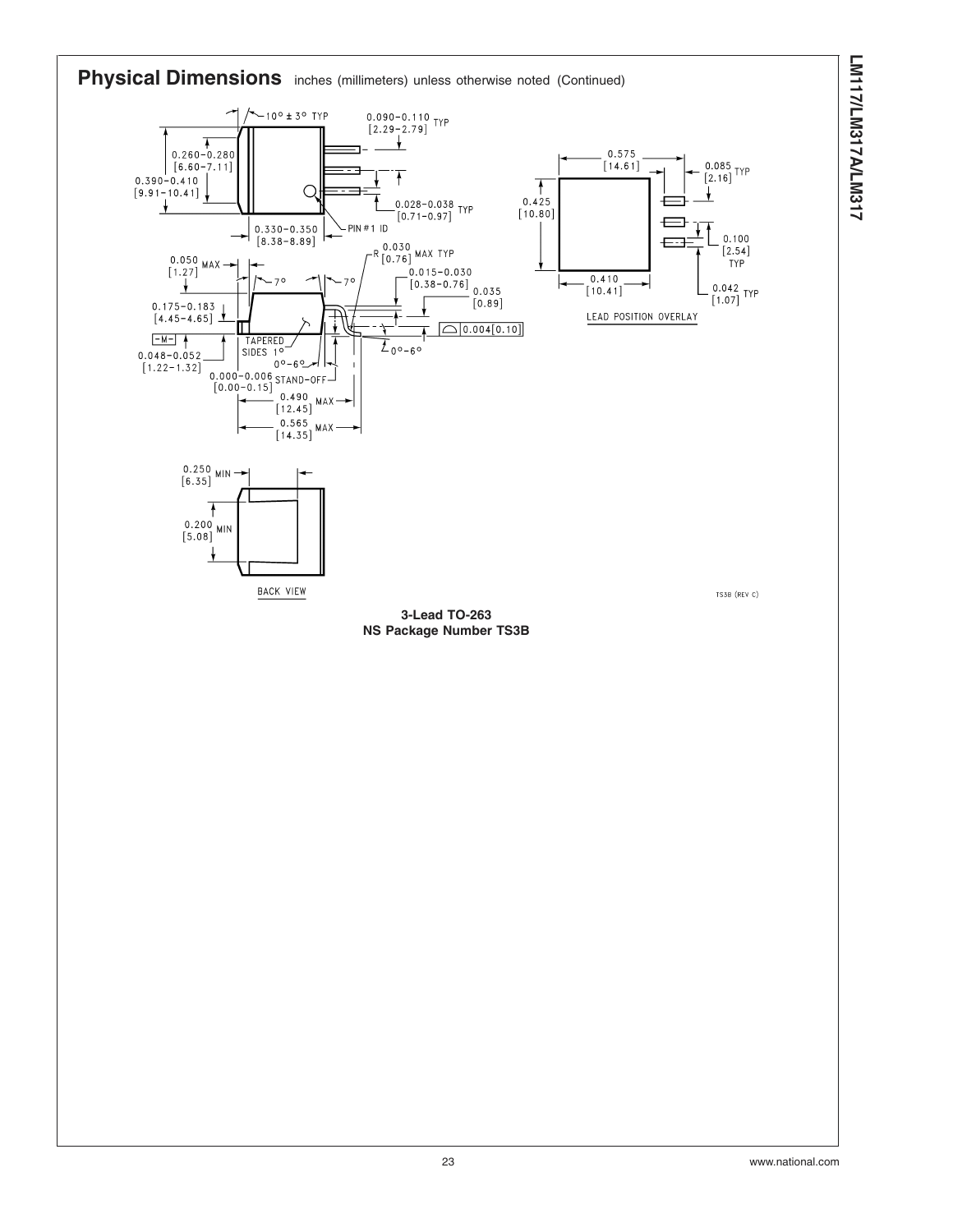## Physical Dimensions inches (millimeters) unless otherwise noted (Continued)

10° ± 3° TYP

0.090–0.110 TYP [2.29–2.79]

0.260–0.280 [6.60–7.11]

0.390–0.410 [9.91–10.41]

0.028–0.038 TYP [0.71–0.97]

0.330–0.350 [8.38–8.89]

PIN #1 ID

0.575 [14.61]

0.085 TYP [2.16]

0.425 [10.80]

0.100 [2.54] TYP

0.410 [10.41]

0.042 TYP [1.07]

LEAD POSITION OVERLAY

0.050 MAX [1.27]

R 0.030 [0.76] MAX TYP

7°

7°

0.015–0.030 [0.38–0.76]

0.035 [0.89]

0.175–0.183 [4.45–4.65]

0.004[0.10]

-M-

TAPERED SIDES 1°

0°–6°

0°–6°

0.048–0.052 [1.22–1.32]

0.000–0.006 STAND-OFF [0.00–0.15]

0.490 MAX [12.45]

0.565 MAX [14.35]

0.250 MIN [6.35]

0.200 MIN [5.08]

BACK VIEW

TS3B (REV C)

**3-Lead TO-263**
**NS Package Number TS3B**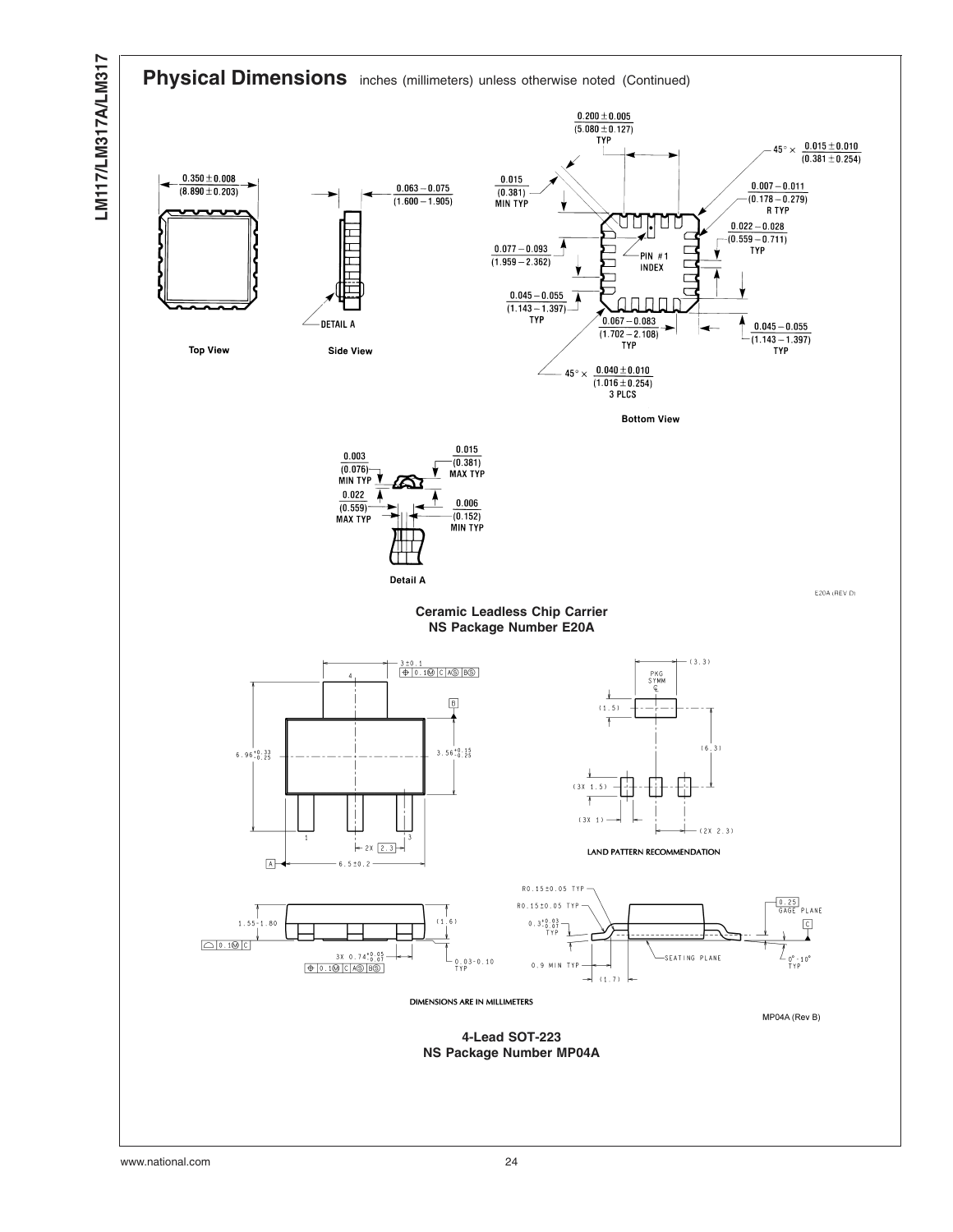## Physical Dimensions inches (millimeters) unless otherwise noted (Continued)

Top View

Side View

Bottom View

0.350 ± 0.008 (8.890 ± 0.203)

0.063 − 0.075 (1.600 − 1.905)

0.200 ± 0.005 (5.080 ± 0.127) TYP

45° × 0.015 ± 0.010 (0.381 ± 0.254)

0.015 (0.381) MIN TYP

0.007 − 0.011 (0.178 − 0.279) R TYP

0.022 − 0.028 (0.559 − 0.711) TYP

0.077 − 0.093 (1.959 − 2.362)

PIN #1 INDEX

0.045 − 0.055 (1.143 − 1.397) TYP

0.067 − 0.083 (1.702 − 2.108) TYP

0.045 − 0.055 (1.143 − 1.397) TYP

45° × 0.040 ± 0.010 (1.016 ± 0.254) 3 PLCS

DETAIL A

0.003 (0.076) MIN TYP

0.015 (0.381) MAX TYP

0.022 (0.559) MAX TYP

0.006 (0.152) MIN TYP

Detail A

E20A (REV D)

**Ceramic Leadless Chip Carrier**
**NS Package Number E20A**

3±0.1

0.1Ⓜ C AⓈ BⓈ

6.96 +0.33/−0.25

3.56 +0.15/−0.25

2X 2.3

6.5±0.2

1.55-1.80

(1.6)

0.1Ⓜ C

3X 0.74 +0.05/−0.07

0.1Ⓜ C AⓈ BⓈ

0.03-0.10 TYP

(3.3)

PKG SYMM ℄

(1.5)

(6.3)

(3X 1.5)

(3X 1)

(2X 2.3)

LAND PATTERN RECOMMENDATION

R0.15±0.05 TYP

R0.15±0.05 TYP

0.3 +0.03/−0.01 TYP

0.25 GAGE PLANE

SEATING PLANE

0.9 MIN TYP

(1.7)

0°-10° TYP

DIMENSIONS ARE IN MILLIMETERS

MP04A (Rev B)

**4-Lead SOT-223**
**NS Package Number MP04A**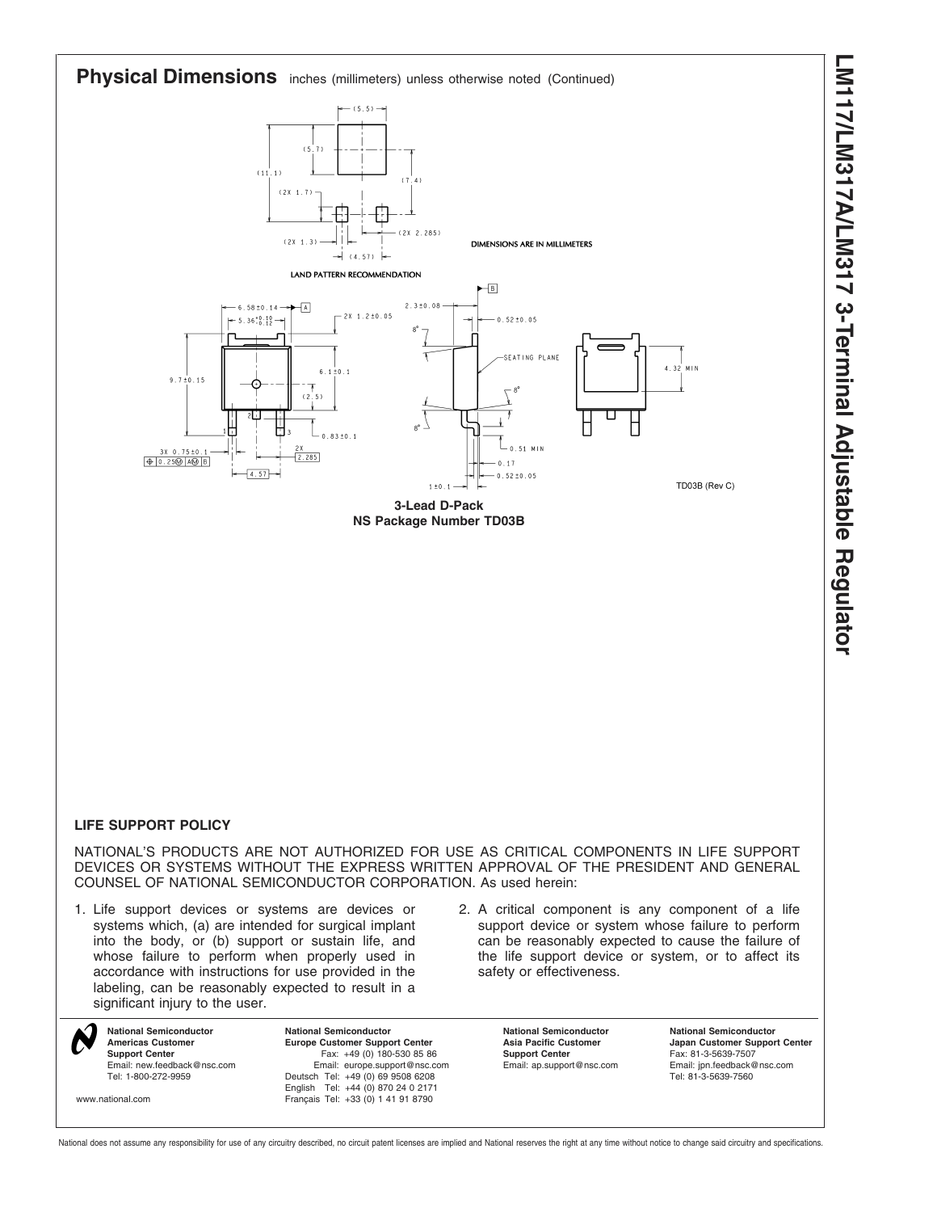## Physical Dimensions inches (millimeters) unless otherwise noted (Continued)

DIMENSIONS ARE IN MILLIMETERS

LAND PATTERN RECOMMENDATION

TD03B (Rev C)

**3-Lead D-Pack**
**NS Package Number TD03B**

### LIFE SUPPORT POLICY

NATIONAL'S PRODUCTS ARE NOT AUTHORIZED FOR USE AS CRITICAL COMPONENTS IN LIFE SUPPORT DEVICES OR SYSTEMS WITHOUT THE EXPRESS WRITTEN APPROVAL OF THE PRESIDENT AND GENERAL COUNSEL OF NATIONAL SEMICONDUCTOR CORPORATION. As used herein:

1. Life support devices or systems are devices or systems which, (a) are intended for surgical implant into the body, or (b) support or sustain life, and whose failure to perform when properly used in accordance with instructions for use provided in the labeling, can be reasonably expected to result in a significant injury to the user.
2. A critical component is any component of a life support device or system whose failure to perform can be reasonably expected to cause the failure of the life support device or system, or to affect its safety or effectiveness.

**National Semiconductor**
**Americas Customer**
**Support Center**
Email: new.feedback@nsc.com
Tel: 1-800-272-9959

www.national.com

**National Semiconductor**
**Europe Customer Support Center**
Fax: +49 (0) 180-530 85 86
Email: europe.support@nsc.com
Deutsch Tel: +49 (0) 69 9508 6208
English Tel: +44 (0) 870 24 0 2171
Français Tel: +33 (0) 1 41 91 8790

**National Semiconductor**
**Asia Pacific Customer**
**Support Center**
Email: ap.support@nsc.com

**National Semiconductor**
**Japan Customer Support Center**
Fax: 81-3-5639-7507
Email: jpn.feedback@nsc.com
Tel: 81-3-5639-7560

National does not assume any responsibility for use of any circuitry described, no circuit patent licenses are implied and National reserves the right at any time without notice to change said circuitry and specifications.